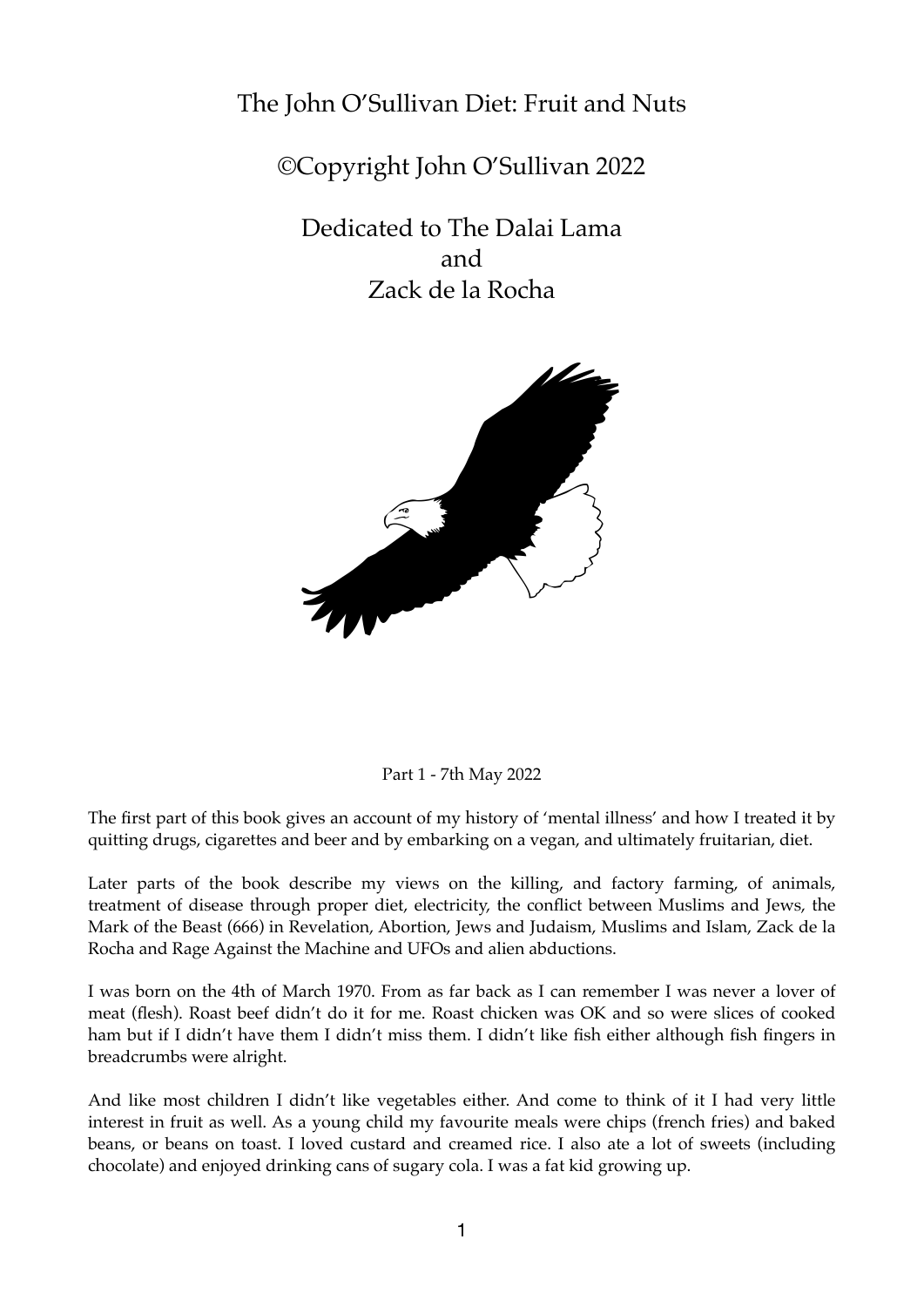# The John O'Sullivan Diet: Fruit and Nuts

©Copyright John O'Sullivan 2022

Dedicated to The Dalai Lama
and
Zack de la Rocha

Part 1 - 7th May 2022

The first part of this book gives an account of my history of 'mental illness' and how I treated it by quitting drugs, cigarettes and beer and by embarking on a vegan, and ultimately fruitarian, diet.

Later parts of the book describe my views on the killing, and factory farming, of animals, treatment of disease through proper diet, electricity, the conflict between Muslims and Jews, the Mark of the Beast (666) in Revelation, Abortion, Jews and Judaism, Muslims and Islam, Zack de la Rocha and Rage Against the Machine and UFOs and alien abductions.

I was born on the 4th of March 1970. From as far back as I can remember I was never a lover of meat (flesh). Roast beef didn't do it for me. Roast chicken was OK and so were slices of cooked ham but if I didn't have them I didn't miss them. I didn't like fish either although fish fingers in breadcrumbs were alright.

And like most children I didn't like vegetables either. And come to think of it I had very little interest in fruit as well. As a young child my favourite meals were chips (french fries) and baked beans, or beans on toast. I loved custard and creamed rice. I also ate a lot of sweets (including chocolate) and enjoyed drinking cans of sugary cola. I was a fat kid growing up.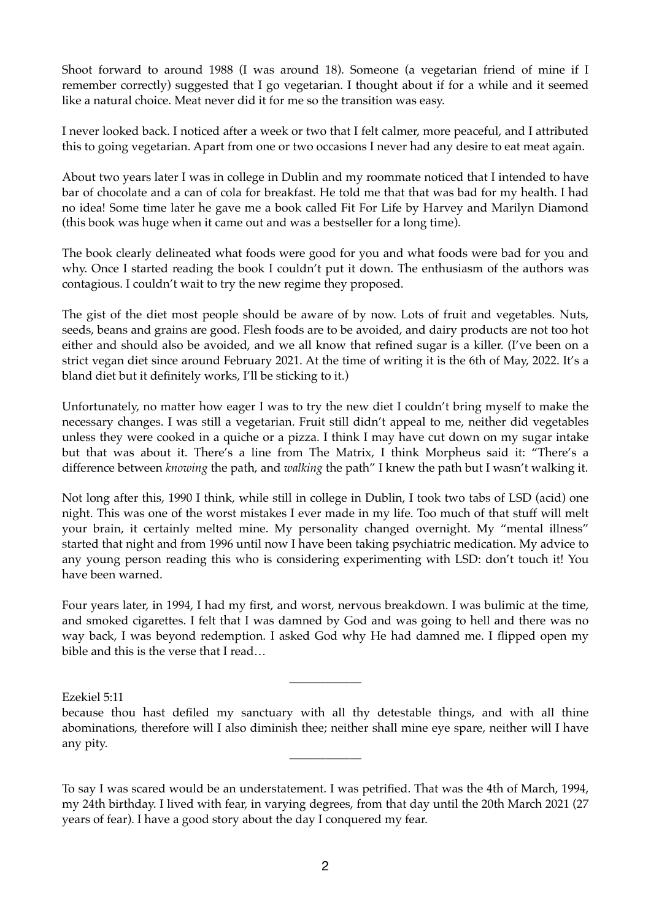Shoot forward to around 1988 (I was around 18). Someone (a vegetarian friend of mine if I remember correctly) suggested that I go vegetarian. I thought about if for a while and it seemed like a natural choice. Meat never did it for me so the transition was easy.

I never looked back. I noticed after a week or two that I felt calmer, more peaceful, and I attributed this to going vegetarian. Apart from one or two occasions I never had any desire to eat meat again.

About two years later I was in college in Dublin and my roommate noticed that I intended to have bar of chocolate and a can of cola for breakfast. He told me that that was bad for my health. I had no idea! Some time later he gave me a book called Fit For Life by Harvey and Marilyn Diamond (this book was huge when it came out and was a bestseller for a long time).

The book clearly delineated what foods were good for you and what foods were bad for you and why. Once I started reading the book I couldn't put it down. The enthusiasm of the authors was contagious. I couldn't wait to try the new regime they proposed.

The gist of the diet most people should be aware of by now. Lots of fruit and vegetables. Nuts, seeds, beans and grains are good. Flesh foods are to be avoided, and dairy products are not too hot either and should also be avoided, and we all know that refined sugar is a killer. (I've been on a strict vegan diet since around February 2021. At the time of writing it is the 6th of May, 2022. It's a bland diet but it definitely works, I'll be sticking to it.)

Unfortunately, no matter how eager I was to try the new diet I couldn't bring myself to make the necessary changes. I was still a vegetarian. Fruit still didn't appeal to me, neither did vegetables unless they were cooked in a quiche or a pizza. I think I may have cut down on my sugar intake but that was about it. There's a line from The Matrix, I think Morpheus said it: "There's a difference between *knowing* the path, and *walking* the path" I knew the path but I wasn't walking it.

Not long after this, 1990 I think, while still in college in Dublin, I took two tabs of LSD (acid) one night. This was one of the worst mistakes I ever made in my life. Too much of that stuff will melt your brain, it certainly melted mine. My personality changed overnight. My "mental illness" started that night and from 1996 until now I have been taking psychiatric medication. My advice to any young person reading this who is considering experimenting with LSD: don't touch it! You have been warned.

Four years later, in 1994, I had my first, and worst, nervous breakdown. I was bulimic at the time, and smoked cigarettes. I felt that I was damned by God and was going to hell and there was no way back, I was beyond redemption. I asked God why He had damned me. I flipped open my bible and this is the verse that I read…

---

Ezekiel 5:11

because thou hast defiled my sanctuary with all thy detestable things, and with all thine abominations, therefore will I also diminish thee; neither shall mine eye spare, neither will I have any pity.

---

To say I was scared would be an understatement. I was petrified. That was the 4th of March, 1994, my 24th birthday. I lived with fear, in varying degrees, from that day until the 20th March 2021 (27 years of fear). I have a good story about the day I conquered my fear.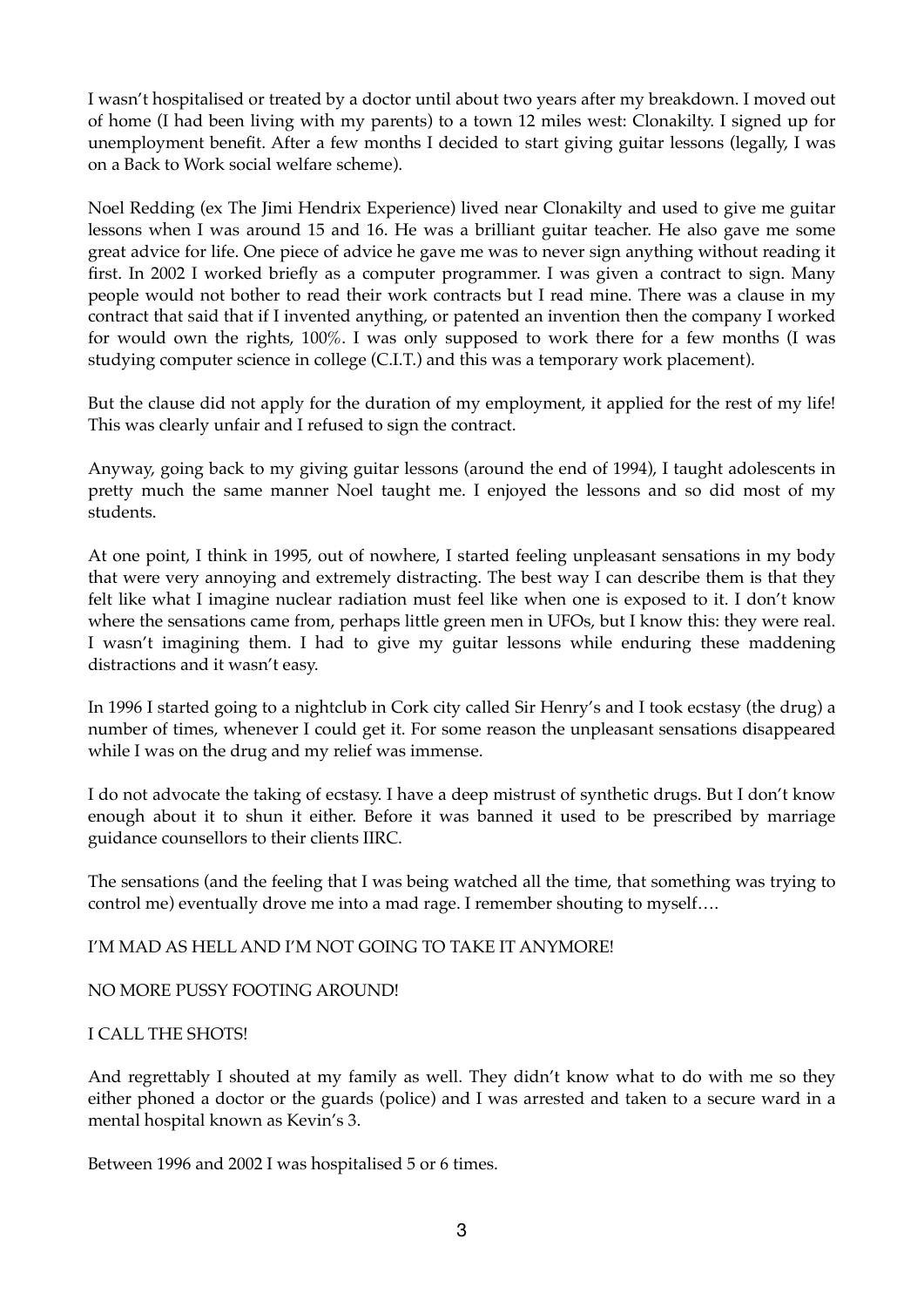I wasn't hospitalised or treated by a doctor until about two years after my breakdown. I moved out of home (I had been living with my parents) to a town 12 miles west: Clonakilty. I signed up for unemployment benefit. After a few months I decided to start giving guitar lessons (legally, I was on a Back to Work social welfare scheme).

Noel Redding (ex The Jimi Hendrix Experience) lived near Clonakilty and used to give me guitar lessons when I was around 15 and 16. He was a brilliant guitar teacher. He also gave me some great advice for life. One piece of advice he gave me was to never sign anything without reading it first. In 2002 I worked briefly as a computer programmer. I was given a contract to sign. Many people would not bother to read their work contracts but I read mine. There was a clause in my contract that said that if I invented anything, or patented an invention then the company I worked for would own the rights, 100%. I was only supposed to work there for a few months (I was studying computer science in college (C.I.T.) and this was a temporary work placement).

But the clause did not apply for the duration of my employment, it applied for the rest of my life! This was clearly unfair and I refused to sign the contract.

Anyway, going back to my giving guitar lessons (around the end of 1994), I taught adolescents in pretty much the same manner Noel taught me. I enjoyed the lessons and so did most of my students.

At one point, I think in 1995, out of nowhere, I started feeling unpleasant sensations in my body that were very annoying and extremely distracting. The best way I can describe them is that they felt like what I imagine nuclear radiation must feel like when one is exposed to it. I don't know where the sensations came from, perhaps little green men in UFOs, but I know this: they were real. I wasn't imagining them. I had to give my guitar lessons while enduring these maddening distractions and it wasn't easy.

In 1996 I started going to a nightclub in Cork city called Sir Henry's and I took ecstasy (the drug) a number of times, whenever I could get it. For some reason the unpleasant sensations disappeared while I was on the drug and my relief was immense.

I do not advocate the taking of ecstasy. I have a deep mistrust of synthetic drugs. But I don't know enough about it to shun it either. Before it was banned it used to be prescribed by marriage guidance counsellors to their clients IIRC.

The sensations (and the feeling that I was being watched all the time, that something was trying to control me) eventually drove me into a mad rage. I remember shouting to myself….

I'M MAD AS HELL AND I'M NOT GOING TO TAKE IT ANYMORE!

NO MORE PUSSY FOOTING AROUND!

I CALL THE SHOTS!

And regrettably I shouted at my family as well. They didn't know what to do with me so they either phoned a doctor or the guards (police) and I was arrested and taken to a secure ward in a mental hospital known as Kevin's 3.

Between 1996 and 2002 I was hospitalised 5 or 6 times.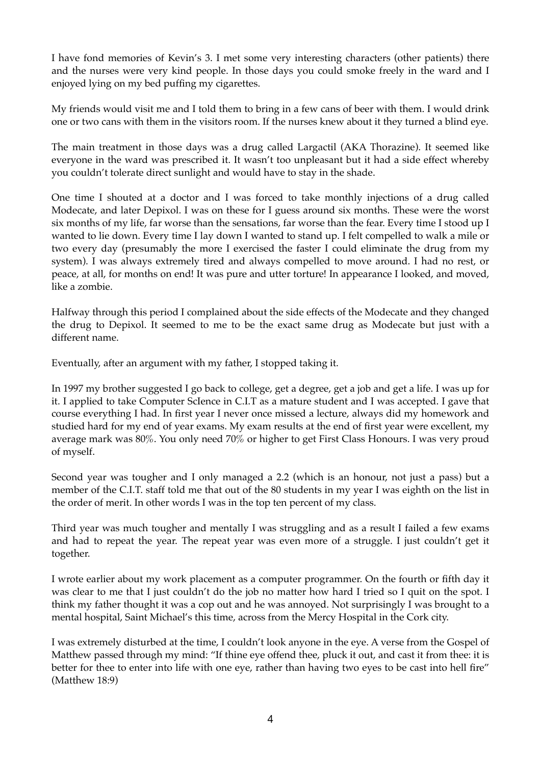I have fond memories of Kevin's 3. I met some very interesting characters (other patients) there and the nurses were very kind people. In those days you could smoke freely in the ward and I enjoyed lying on my bed puffing my cigarettes.

My friends would visit me and I told them to bring in a few cans of beer with them. I would drink one or two cans with them in the visitors room. If the nurses knew about it they turned a blind eye.

The main treatment in those days was a drug called Largactil (AKA Thorazine). It seemed like everyone in the ward was prescribed it. It wasn't too unpleasant but it had a side effect whereby you couldn't tolerate direct sunlight and would have to stay in the shade.

One time I shouted at a doctor and I was forced to take monthly injections of a drug called Modecate, and later Depixol. I was on these for I guess around six months. These were the worst six months of my life, far worse than the sensations, far worse than the fear. Every time I stood up I wanted to lie down. Every time I lay down I wanted to stand up. I felt compelled to walk a mile or two every day (presumably the more I exercised the faster I could eliminate the drug from my system). I was always extremely tired and always compelled to move around. I had no rest, or peace, at all, for months on end! It was pure and utter torture! In appearance I looked, and moved, like a zombie.

Halfway through this period I complained about the side effects of the Modecate and they changed the drug to Depixol. It seemed to me to be the exact same drug as Modecate but just with a different name.

Eventually, after an argument with my father, I stopped taking it.

In 1997 my brother suggested I go back to college, get a degree, get a job and get a life. I was up for it. I applied to take Computer ScIence in C.I.T as a mature student and I was accepted. I gave that course everything I had. In first year I never once missed a lecture, always did my homework and studied hard for my end of year exams. My exam results at the end of first year were excellent, my average mark was 80%. You only need 70% or higher to get First Class Honours. I was very proud of myself.

Second year was tougher and I only managed a 2.2 (which is an honour, not just a pass) but a member of the C.I.T. staff told me that out of the 80 students in my year I was eighth on the list in the order of merit. In other words I was in the top ten percent of my class.

Third year was much tougher and mentally I was struggling and as a result I failed a few exams and had to repeat the year. The repeat year was even more of a struggle. I just couldn't get it together.

I wrote earlier about my work placement as a computer programmer. On the fourth or fifth day it was clear to me that I just couldn't do the job no matter how hard I tried so I quit on the spot. I think my father thought it was a cop out and he was annoyed. Not surprisingly I was brought to a mental hospital, Saint Michael's this time, across from the Mercy Hospital in the Cork city.

I was extremely disturbed at the time, I couldn't look anyone in the eye. A verse from the Gospel of Matthew passed through my mind: "If thine eye offend thee, pluck it out, and cast it from thee: it is better for thee to enter into life with one eye, rather than having two eyes to be cast into hell fire" (Matthew 18:9)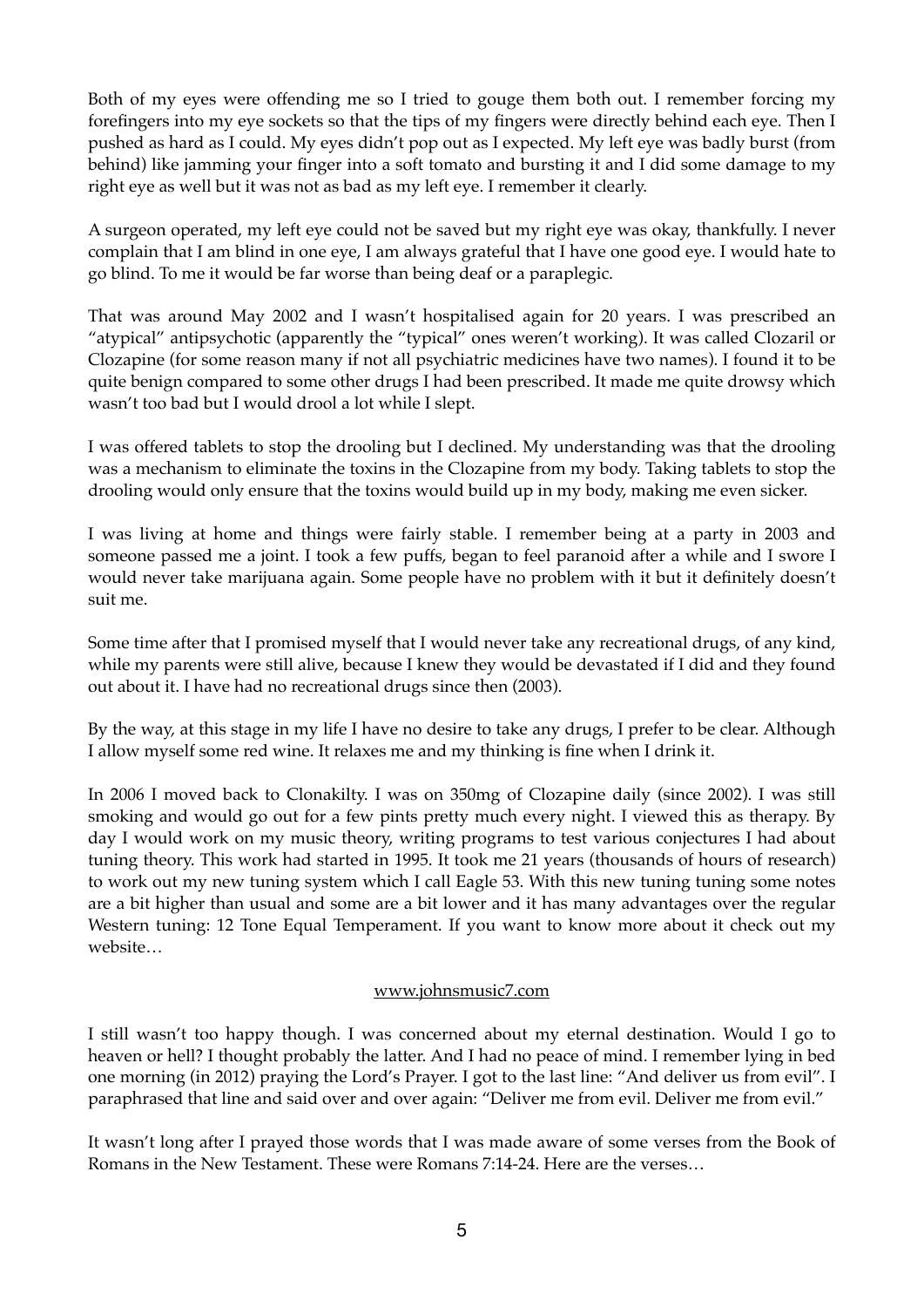Both of my eyes were offending me so I tried to gouge them both out. I remember forcing my forefingers into my eye sockets so that the tips of my fingers were directly behind each eye. Then I pushed as hard as I could. My eyes didn't pop out as I expected. My left eye was badly burst (from behind) like jamming your finger into a soft tomato and bursting it and I did some damage to my right eye as well but it was not as bad as my left eye. I remember it clearly.

A surgeon operated, my left eye could not be saved but my right eye was okay, thankfully. I never complain that I am blind in one eye, I am always grateful that I have one good eye. I would hate to go blind. To me it would be far worse than being deaf or a paraplegic.

That was around May 2002 and I wasn't hospitalised again for 20 years. I was prescribed an "atypical" antipsychotic (apparently the "typical" ones weren't working). It was called Clozaril or Clozapine (for some reason many if not all psychiatric medicines have two names). I found it to be quite benign compared to some other drugs I had been prescribed. It made me quite drowsy which wasn't too bad but I would drool a lot while I slept.

I was offered tablets to stop the drooling but I declined. My understanding was that the drooling was a mechanism to eliminate the toxins in the Clozapine from my body. Taking tablets to stop the drooling would only ensure that the toxins would build up in my body, making me even sicker.

I was living at home and things were fairly stable. I remember being at a party in 2003 and someone passed me a joint. I took a few puffs, began to feel paranoid after a while and I swore I would never take marijuana again. Some people have no problem with it but it definitely doesn't suit me.

Some time after that I promised myself that I would never take any recreational drugs, of any kind, while my parents were still alive, because I knew they would be devastated if I did and they found out about it. I have had no recreational drugs since then (2003).

By the way, at this stage in my life I have no desire to take any drugs, I prefer to be clear. Although I allow myself some red wine. It relaxes me and my thinking is fine when I drink it.

In 2006 I moved back to Clonakilty. I was on 350mg of Clozapine daily (since 2002). I was still smoking and would go out for a few pints pretty much every night. I viewed this as therapy. By day I would work on my music theory, writing programs to test various conjectures I had about tuning theory. This work had started in 1995. It took me 21 years (thousands of hours of research) to work out my new tuning system which I call Eagle 53. With this new tuning tuning some notes are a bit higher than usual and some are a bit lower and it has many advantages over the regular Western tuning: 12 Tone Equal Temperament. If you want to know more about it check out my website…

www.johnsmusic7.com

I still wasn't too happy though. I was concerned about my eternal destination. Would I go to heaven or hell? I thought probably the latter. And I had no peace of mind. I remember lying in bed one morning (in 2012) praying the Lord's Prayer. I got to the last line: "And deliver us from evil". I paraphrased that line and said over and over again: "Deliver me from evil. Deliver me from evil."

It wasn't long after I prayed those words that I was made aware of some verses from the Book of Romans in the New Testament. These were Romans 7:14-24. Here are the verses…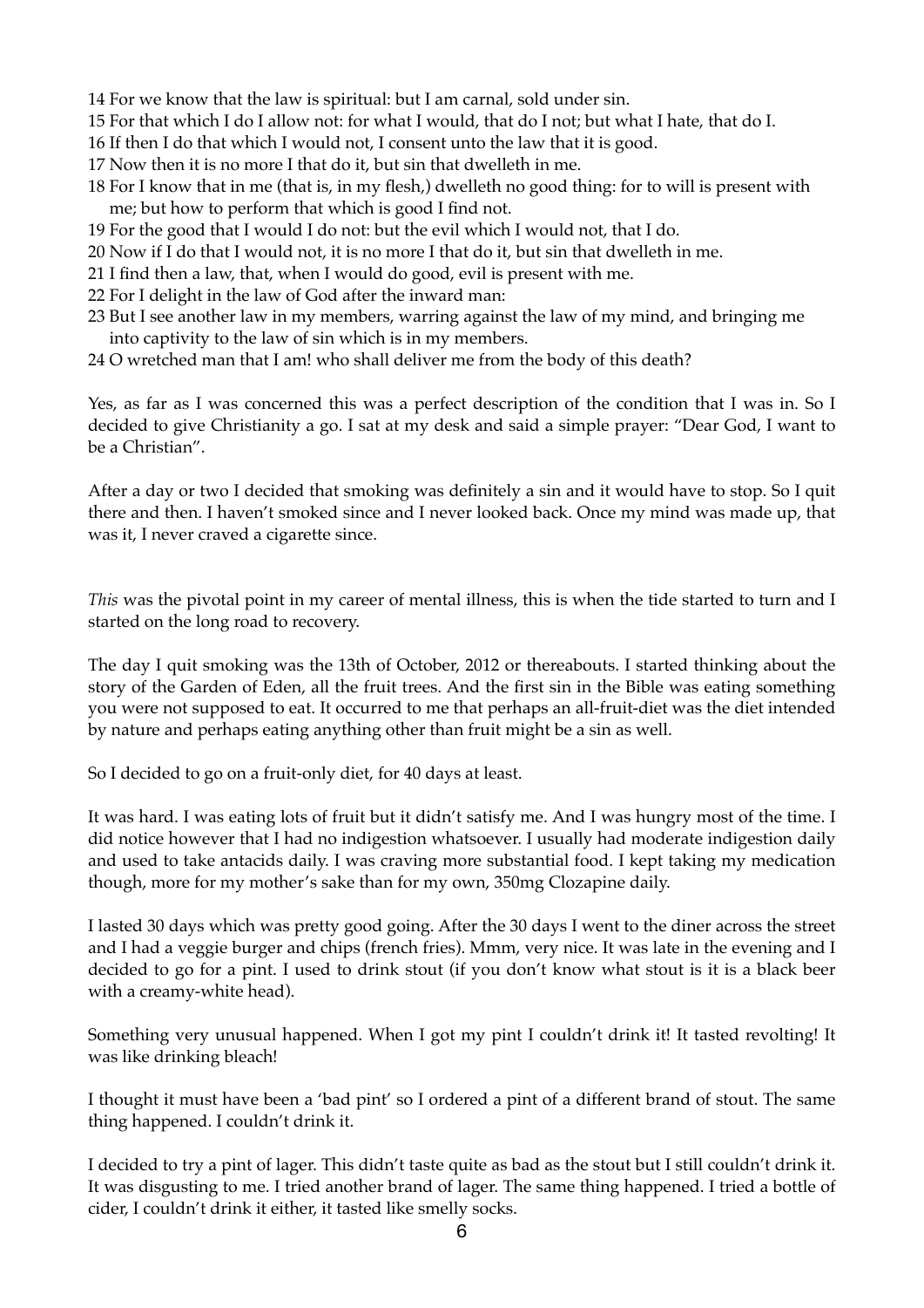14 For we know that the law is spiritual: but I am carnal, sold under sin.
15 For that which I do I allow not: for what I would, that do I not; but what I hate, that do I.
16 If then I do that which I would not, I consent unto the law that it is good.
17 Now then it is no more I that do it, but sin that dwelleth in me.
18 For I know that in me (that is, in my flesh,) dwelleth no good thing: for to will is present with me; but how to perform that which is good I find not.
19 For the good that I would I do not: but the evil which I would not, that I do.
20 Now if I do that I would not, it is no more I that do it, but sin that dwelleth in me.
21 I find then a law, that, when I would do good, evil is present with me.
22 For I delight in the law of God after the inward man:
23 But I see another law in my members, warring against the law of my mind, and bringing me into captivity to the law of sin which is in my members.
24 O wretched man that I am! who shall deliver me from the body of this death?

Yes, as far as I was concerned this was a perfect description of the condition that I was in. So I decided to give Christianity a go. I sat at my desk and said a simple prayer: "Dear God, I want to be a Christian".

After a day or two I decided that smoking was definitely a sin and it would have to stop. So I quit there and then. I haven't smoked since and I never looked back. Once my mind was made up, that was it, I never craved a cigarette since.

*This* was the pivotal point in my career of mental illness, this is when the tide started to turn and I started on the long road to recovery.

The day I quit smoking was the 13th of October, 2012 or thereabouts. I started thinking about the story of the Garden of Eden, all the fruit trees. And the first sin in the Bible was eating something you were not supposed to eat. It occurred to me that perhaps an all-fruit-diet was the diet intended by nature and perhaps eating anything other than fruit might be a sin as well.

So I decided to go on a fruit-only diet, for 40 days at least.

It was hard. I was eating lots of fruit but it didn't satisfy me. And I was hungry most of the time. I did notice however that I had no indigestion whatsoever. I usually had moderate indigestion daily and used to take antacids daily. I was craving more substantial food. I kept taking my medication though, more for my mother's sake than for my own, 350mg Clozapine daily.

I lasted 30 days which was pretty good going. After the 30 days I went to the diner across the street and I had a veggie burger and chips (french fries). Mmm, very nice. It was late in the evening and I decided to go for a pint. I used to drink stout (if you don't know what stout is it is a black beer with a creamy-white head).

Something very unusual happened. When I got my pint I couldn't drink it! It tasted revolting! It was like drinking bleach!

I thought it must have been a 'bad pint' so I ordered a pint of a different brand of stout. The same thing happened. I couldn't drink it.

I decided to try a pint of lager. This didn't taste quite as bad as the stout but I still couldn't drink it. It was disgusting to me. I tried another brand of lager. The same thing happened. I tried a bottle of cider, I couldn't drink it either, it tasted like smelly socks.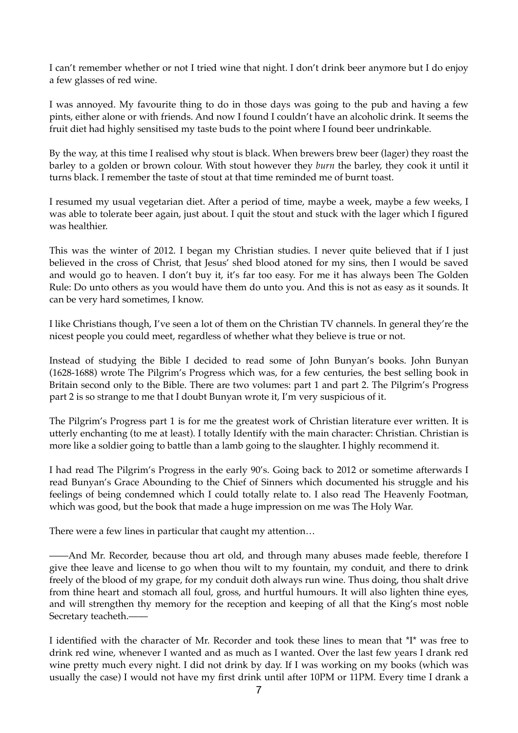I can't remember whether or not I tried wine that night. I don't drink beer anymore but I do enjoy a few glasses of red wine.

I was annoyed. My favourite thing to do in those days was going to the pub and having a few pints, either alone or with friends. And now I found I couldn't have an alcoholic drink. It seems the fruit diet had highly sensitised my taste buds to the point where I found beer undrinkable.

By the way, at this time I realised why stout is black. When brewers brew beer (lager) they roast the barley to a golden or brown colour. With stout however they *burn* the barley, they cook it until it turns black. I remember the taste of stout at that time reminded me of burnt toast.

I resumed my usual vegetarian diet. After a period of time, maybe a week, maybe a few weeks, I was able to tolerate beer again, just about. I quit the stout and stuck with the lager which I figured was healthier.

This was the winter of 2012. I began my Christian studies. I never quite believed that if I just believed in the cross of Christ, that Jesus' shed blood atoned for my sins, then I would be saved and would go to heaven. I don't buy it, it's far too easy. For me it has always been The Golden Rule: Do unto others as you would have them do unto you. And this is not as easy as it sounds. It can be very hard sometimes, I know.

I like Christians though, I've seen a lot of them on the Christian TV channels. In general they're the nicest people you could meet, regardless of whether what they believe is true or not.

Instead of studying the Bible I decided to read some of John Bunyan's books. John Bunyan (1628-1688) wrote The Pilgrim's Progress which was, for a few centuries, the best selling book in Britain second only to the Bible. There are two volumes: part 1 and part 2. The Pilgrim's Progress part 2 is so strange to me that I doubt Bunyan wrote it, I'm very suspicious of it.

The Pilgrim's Progress part 1 is for me the greatest work of Christian literature ever written. It is utterly enchanting (to me at least). I totally Identify with the main character: Christian. Christian is more like a soldier going to battle than a lamb going to the slaughter. I highly recommend it.

I had read The Pilgrim's Progress in the early 90's. Going back to 2012 or sometime afterwards I read Bunyan's Grace Abounding to the Chief of Sinners which documented his struggle and his feelings of being condemned which I could totally relate to. I also read The Heavenly Footman, which was good, but the book that made a huge impression on me was The Holy War.

There were a few lines in particular that caught my attention…

——And Mr. Recorder, because thou art old, and through many abuses made feeble, therefore I give thee leave and license to go when thou wilt to my fountain, my conduit, and there to drink freely of the blood of my grape, for my conduit doth always run wine. Thus doing, thou shalt drive from thine heart and stomach all foul, gross, and hurtful humours. It will also lighten thine eyes, and will strengthen thy memory for the reception and keeping of all that the King's most noble Secretary teacheth.——

I identified with the character of Mr. Recorder and took these lines to mean that *I* was free to drink red wine, whenever I wanted and as much as I wanted. Over the last few years I drank red wine pretty much every night. I did not drink by day. If I was working on my books (which was usually the case) I would not have my first drink until after 10PM or 11PM. Every time I drank a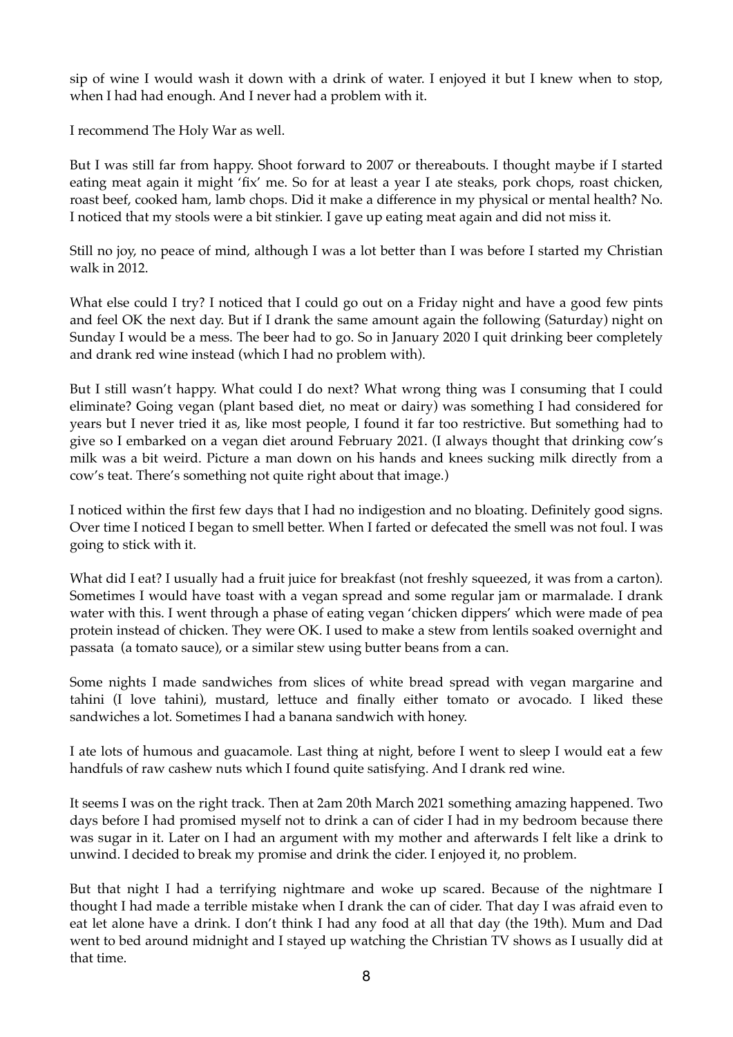sip of wine I would wash it down with a drink of water. I enjoyed it but I knew when to stop, when I had had enough. And I never had a problem with it.

I recommend The Holy War as well.

But I was still far from happy. Shoot forward to 2007 or thereabouts. I thought maybe if I started eating meat again it might 'fix' me. So for at least a year I ate steaks, pork chops, roast chicken, roast beef, cooked ham, lamb chops. Did it make a difference in my physical or mental health? No. I noticed that my stools were a bit stinkier. I gave up eating meat again and did not miss it.

Still no joy, no peace of mind, although I was a lot better than I was before I started my Christian walk in 2012.

What else could I try? I noticed that I could go out on a Friday night and have a good few pints and feel OK the next day. But if I drank the same amount again the following (Saturday) night on Sunday I would be a mess. The beer had to go. So in January 2020 I quit drinking beer completely and drank red wine instead (which I had no problem with).

But I still wasn't happy. What could I do next? What wrong thing was I consuming that I could eliminate? Going vegan (plant based diet, no meat or dairy) was something I had considered for years but I never tried it as, like most people, I found it far too restrictive. But something had to give so I embarked on a vegan diet around February 2021. (I always thought that drinking cow's milk was a bit weird. Picture a man down on his hands and knees sucking milk directly from a cow's teat. There's something not quite right about that image.)

I noticed within the first few days that I had no indigestion and no bloating. Definitely good signs. Over time I noticed I began to smell better. When I farted or defecated the smell was not foul. I was going to stick with it.

What did I eat? I usually had a fruit juice for breakfast (not freshly squeezed, it was from a carton). Sometimes I would have toast with a vegan spread and some regular jam or marmalade. I drank water with this. I went through a phase of eating vegan 'chicken dippers' which were made of pea protein instead of chicken. They were OK. I used to make a stew from lentils soaked overnight and passata (a tomato sauce), or a similar stew using butter beans from a can.

Some nights I made sandwiches from slices of white bread spread with vegan margarine and tahini (I love tahini), mustard, lettuce and finally either tomato or avocado. I liked these sandwiches a lot. Sometimes I had a banana sandwich with honey.

I ate lots of humous and guacamole. Last thing at night, before I went to sleep I would eat a few handfuls of raw cashew nuts which I found quite satisfying. And I drank red wine.

It seems I was on the right track. Then at 2am 20th March 2021 something amazing happened. Two days before I had promised myself not to drink a can of cider I had in my bedroom because there was sugar in it. Later on I had an argument with my mother and afterwards I felt like a drink to unwind. I decided to break my promise and drink the cider. I enjoyed it, no problem.

But that night I had a terrifying nightmare and woke up scared. Because of the nightmare I thought I had made a terrible mistake when I drank the can of cider. That day I was afraid even to eat let alone have a drink. I don't think I had any food at all that day (the 19th). Mum and Dad went to bed around midnight and I stayed up watching the Christian TV shows as I usually did at that time.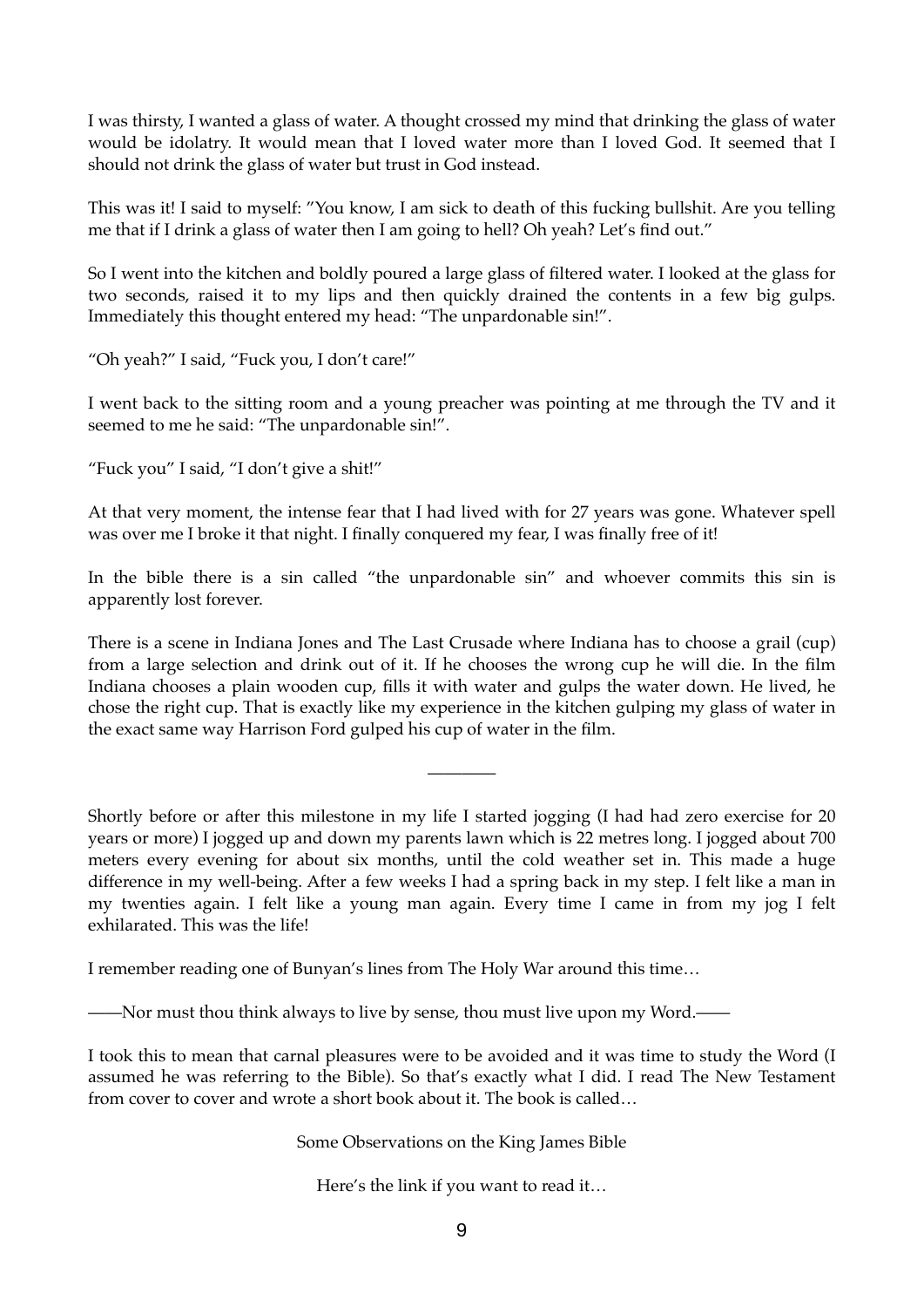I was thirsty, I wanted a glass of water. A thought crossed my mind that drinking the glass of water would be idolatry. It would mean that I loved water more than I loved God. It seemed that I should not drink the glass of water but trust in God instead.

This was it! I said to myself: "You know, I am sick to death of this fucking bullshit. Are you telling me that if I drink a glass of water then I am going to hell? Oh yeah? Let's find out."

So I went into the kitchen and boldly poured a large glass of filtered water. I looked at the glass for two seconds, raised it to my lips and then quickly drained the contents in a few big gulps. Immediately this thought entered my head: "The unpardonable sin!".

"Oh yeah?" I said, "Fuck you, I don't care!"

I went back to the sitting room and a young preacher was pointing at me through the TV and it seemed to me he said: "The unpardonable sin!".

"Fuck you" I said, "I don't give a shit!"

At that very moment, the intense fear that I had lived with for 27 years was gone. Whatever spell was over me I broke it that night. I finally conquered my fear, I was finally free of it!

In the bible there is a sin called "the unpardonable sin" and whoever commits this sin is apparently lost forever.

There is a scene in Indiana Jones and The Last Crusade where Indiana has to choose a grail (cup) from a large selection and drink out of it. If he chooses the wrong cup he will die. In the film Indiana chooses a plain wooden cup, fills it with water and gulps the water down. He lived, he chose the right cup. That is exactly like my experience in the kitchen gulping my glass of water in the exact same way Harrison Ford gulped his cup of water in the film.

---

Shortly before or after this milestone in my life I started jogging (I had had zero exercise for 20 years or more) I jogged up and down my parents lawn which is 22 metres long. I jogged about 700 meters every evening for about six months, until the cold weather set in. This made a huge difference in my well-being. After a few weeks I had a spring back in my step. I felt like a man in my twenties again. I felt like a young man again. Every time I came in from my jog I felt exhilarated. This was the life!

I remember reading one of Bunyan's lines from The Holy War around this time…

——Nor must thou think always to live by sense, thou must live upon my Word.——

I took this to mean that carnal pleasures were to be avoided and it was time to study the Word (I assumed he was referring to the Bible). So that's exactly what I did. I read The New Testament from cover to cover and wrote a short book about it. The book is called…

Some Observations on the King James Bible

Here's the link if you want to read it…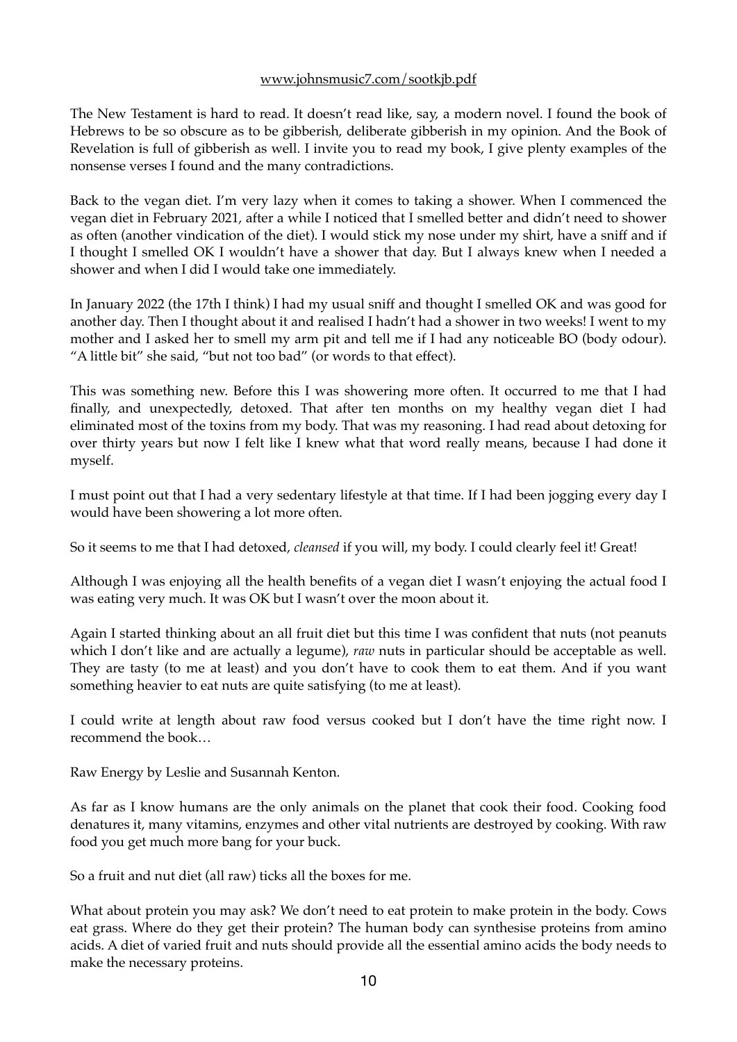www.johnsmusic7.com/sootkjb.pdf

The New Testament is hard to read. It doesn't read like, say, a modern novel. I found the book of Hebrews to be so obscure as to be gibberish, deliberate gibberish in my opinion. And the Book of Revelation is full of gibberish as well. I invite you to read my book, I give plenty examples of the nonsense verses I found and the many contradictions.

Back to the vegan diet. I'm very lazy when it comes to taking a shower. When I commenced the vegan diet in February 2021, after a while I noticed that I smelled better and didn't need to shower as often (another vindication of the diet). I would stick my nose under my shirt, have a sniff and if I thought I smelled OK I wouldn't have a shower that day. But I always knew when I needed a shower and when I did I would take one immediately.

In January 2022 (the 17th I think) I had my usual sniff and thought I smelled OK and was good for another day. Then I thought about it and realised I hadn't had a shower in two weeks! I went to my mother and I asked her to smell my arm pit and tell me if I had any noticeable BO (body odour). "A little bit" she said, "but not too bad" (or words to that effect).

This was something new. Before this I was showering more often. It occurred to me that I had finally, and unexpectedly, detoxed. That after ten months on my healthy vegan diet I had eliminated most of the toxins from my body. That was my reasoning. I had read about detoxing for over thirty years but now I felt like I knew what that word really means, because I had done it myself.

I must point out that I had a very sedentary lifestyle at that time. If I had been jogging every day I would have been showering a lot more often.

So it seems to me that I had detoxed, *cleansed* if you will, my body. I could clearly feel it! Great!

Although I was enjoying all the health benefits of a vegan diet I wasn't enjoying the actual food I was eating very much. It was OK but I wasn't over the moon about it.

Again I started thinking about an all fruit diet but this time I was confident that nuts (not peanuts which I don't like and are actually a legume), *raw* nuts in particular should be acceptable as well. They are tasty (to me at least) and you don't have to cook them to eat them. And if you want something heavier to eat nuts are quite satisfying (to me at least).

I could write at length about raw food versus cooked but I don't have the time right now. I recommend the book…

Raw Energy by Leslie and Susannah Kenton.

As far as I know humans are the only animals on the planet that cook their food. Cooking food denatures it, many vitamins, enzymes and other vital nutrients are destroyed by cooking. With raw food you get much more bang for your buck.

So a fruit and nut diet (all raw) ticks all the boxes for me.

What about protein you may ask? We don't need to eat protein to make protein in the body. Cows eat grass. Where do they get their protein? The human body can synthesise proteins from amino acids. A diet of varied fruit and nuts should provide all the essential amino acids the body needs to make the necessary proteins.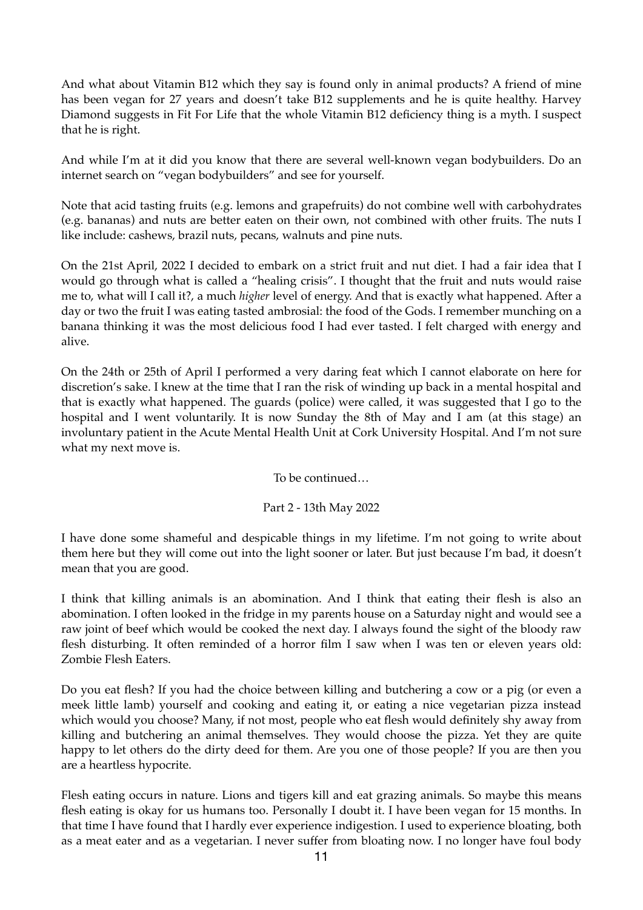And what about Vitamin B12 which they say is found only in animal products? A friend of mine has been vegan for 27 years and doesn't take B12 supplements and he is quite healthy. Harvey Diamond suggests in Fit For Life that the whole Vitamin B12 deficiency thing is a myth. I suspect that he is right.

And while I'm at it did you know that there are several well-known vegan bodybuilders. Do an internet search on "vegan bodybuilders" and see for yourself.

Note that acid tasting fruits (e.g. lemons and grapefruits) do not combine well with carbohydrates (e.g. bananas) and nuts are better eaten on their own, not combined with other fruits. The nuts I like include: cashews, brazil nuts, pecans, walnuts and pine nuts.

On the 21st April, 2022 I decided to embark on a strict fruit and nut diet. I had a fair idea that I would go through what is called a "healing crisis". I thought that the fruit and nuts would raise me to, what will I call it?, a much *higher* level of energy. And that is exactly what happened. After a day or two the fruit I was eating tasted ambrosial: the food of the Gods. I remember munching on a banana thinking it was the most delicious food I had ever tasted. I felt charged with energy and alive.

On the 24th or 25th of April I performed a very daring feat which I cannot elaborate on here for discretion's sake. I knew at the time that I ran the risk of winding up back in a mental hospital and that is exactly what happened. The guards (police) were called, it was suggested that I go to the hospital and I went voluntarily. It is now Sunday the 8th of May and I am (at this stage) an involuntary patient in the Acute Mental Health Unit at Cork University Hospital. And I'm not sure what my next move is.

To be continued…

Part 2 - 13th May 2022

I have done some shameful and despicable things in my lifetime. I'm not going to write about them here but they will come out into the light sooner or later. But just because I'm bad, it doesn't mean that you are good.

I think that killing animals is an abomination. And I think that eating their flesh is also an abomination. I often looked in the fridge in my parents house on a Saturday night and would see a raw joint of beef which would be cooked the next day. I always found the sight of the bloody raw flesh disturbing. It often reminded of a horror film I saw when I was ten or eleven years old: Zombie Flesh Eaters.

Do you eat flesh? If you had the choice between killing and butchering a cow or a pig (or even a meek little lamb) yourself and cooking and eating it, or eating a nice vegetarian pizza instead which would you choose? Many, if not most, people who eat flesh would definitely shy away from killing and butchering an animal themselves. They would choose the pizza. Yet they are quite happy to let others do the dirty deed for them. Are you one of those people? If you are then you are a heartless hypocrite.

Flesh eating occurs in nature. Lions and tigers kill and eat grazing animals. So maybe this means flesh eating is okay for us humans too. Personally I doubt it. I have been vegan for 15 months. In that time I have found that I hardly ever experience indigestion. I used to experience bloating, both as a meat eater and as a vegetarian. I never suffer from bloating now. I no longer have foul body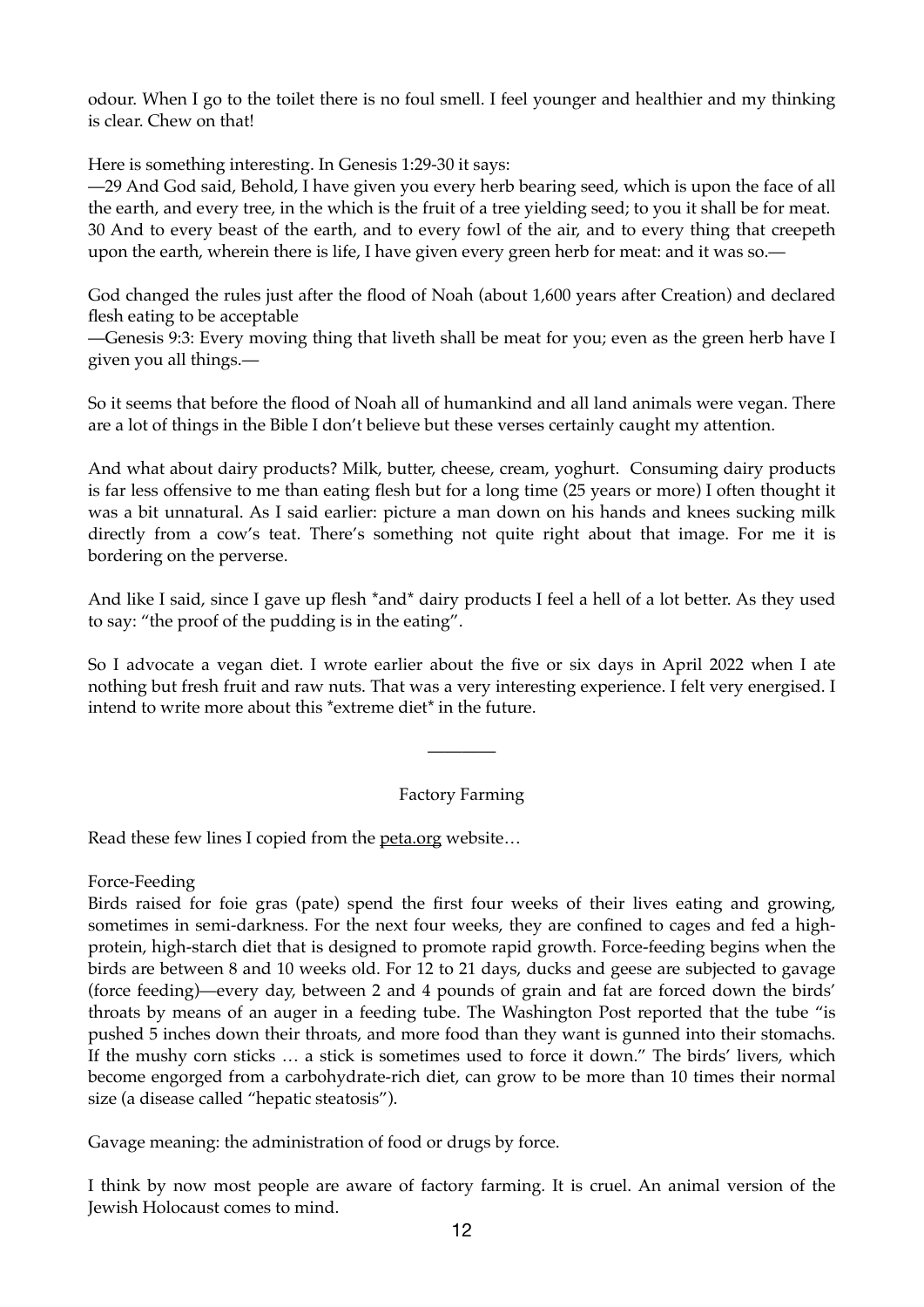odour. When I go to the toilet there is no foul smell. I feel younger and healthier and my thinking is clear. Chew on that!

Here is something interesting. In Genesis 1:29-30 it says:
—29 And God said, Behold, I have given you every herb bearing seed, which is upon the face of all the earth, and every tree, in the which is the fruit of a tree yielding seed; to you it shall be for meat. 30 And to every beast of the earth, and to every fowl of the air, and to every thing that creepeth upon the earth, wherein there is life, I have given every green herb for meat: and it was so.—

God changed the rules just after the flood of Noah (about 1,600 years after Creation) and declared flesh eating to be acceptable
—Genesis 9:3: Every moving thing that liveth shall be meat for you; even as the green herb have I given you all things.—

So it seems that before the flood of Noah all of humankind and all land animals were vegan. There are a lot of things in the Bible I don't believe but these verses certainly caught my attention.

And what about dairy products? Milk, butter, cheese, cream, yoghurt. Consuming dairy products is far less offensive to me than eating flesh but for a long time (25 years or more) I often thought it was a bit unnatural. As I said earlier: picture a man down on his hands and knees sucking milk directly from a cow's teat. There's something not quite right about that image. For me it is bordering on the perverse.

And like I said, since I gave up flesh *and* dairy products I feel a hell of a lot better. As they used to say: "the proof of the pudding is in the eating".

So I advocate a vegan diet. I wrote earlier about the five or six days in April 2022 when I ate nothing but fresh fruit and raw nuts. That was a very interesting experience. I felt very energised. I intend to write more about this *extreme diet* in the future.

---

## Factory Farming

Read these few lines I copied from the peta.org website…

Force-Feeding
Birds raised for foie gras (pate) spend the first four weeks of their lives eating and growing, sometimes in semi-darkness. For the next four weeks, they are confined to cages and fed a high-protein, high-starch diet that is designed to promote rapid growth. Force-feeding begins when the birds are between 8 and 10 weeks old. For 12 to 21 days, ducks and geese are subjected to gavage (force feeding)—every day, between 2 and 4 pounds of grain and fat are forced down the birds' throats by means of an auger in a feeding tube. The Washington Post reported that the tube "is pushed 5 inches down their throats, and more food than they want is gunned into their stomachs. If the mushy corn sticks … a stick is sometimes used to force it down." The birds' livers, which become engorged from a carbohydrate-rich diet, can grow to be more than 10 times their normal size (a disease called "hepatic steatosis").

Gavage meaning: the administration of food or drugs by force.

I think by now most people are aware of factory farming. It is cruel. An animal version of the Jewish Holocaust comes to mind.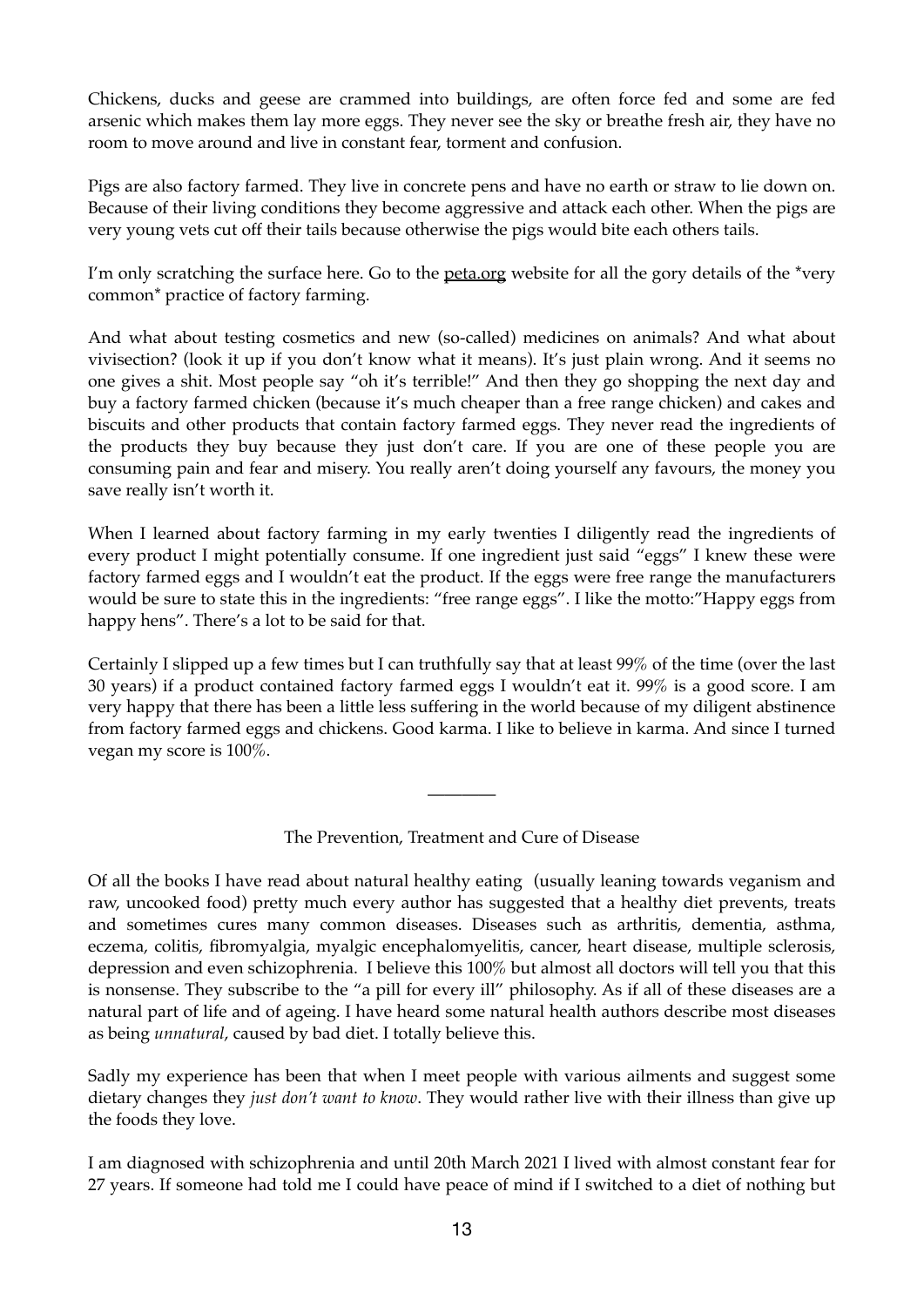Chickens, ducks and geese are crammed into buildings, are often force fed and some are fed arsenic which makes them lay more eggs. They never see the sky or breathe fresh air, they have no room to move around and live in constant fear, torment and confusion.

Pigs are also factory farmed. They live in concrete pens and have no earth or straw to lie down on. Because of their living conditions they become aggressive and attack each other. When the pigs are very young vets cut off their tails because otherwise the pigs would bite each others tails.

I'm only scratching the surface here. Go to the peta.org website for all the gory details of the *very common* practice of factory farming.

And what about testing cosmetics and new (so-called) medicines on animals? And what about vivisection? (look it up if you don't know what it means). It's just plain wrong. And it seems no one gives a shit. Most people say "oh it's terrible!" And then they go shopping the next day and buy a factory farmed chicken (because it's much cheaper than a free range chicken) and cakes and biscuits and other products that contain factory farmed eggs. They never read the ingredients of the products they buy because they just don't care. If you are one of these people you are consuming pain and fear and misery. You really aren't doing yourself any favours, the money you save really isn't worth it.

When I learned about factory farming in my early twenties I diligently read the ingredients of every product I might potentially consume. If one ingredient just said "eggs" I knew these were factory farmed eggs and I wouldn't eat the product. If the eggs were free range the manufacturers would be sure to state this in the ingredients: "free range eggs". I like the motto:"Happy eggs from happy hens". There's a lot to be said for that.

Certainly I slipped up a few times but I can truthfully say that at least 99% of the time (over the last 30 years) if a product contained factory farmed eggs I wouldn't eat it. 99% is a good score. I am very happy that there has been a little less suffering in the world because of my diligent abstinence from factory farmed eggs and chickens. Good karma. I like to believe in karma. And since I turned vegan my score is 100%.

________

## The Prevention, Treatment and Cure of Disease

Of all the books I have read about natural healthy eating (usually leaning towards veganism and raw, uncooked food) pretty much every author has suggested that a healthy diet prevents, treats and sometimes cures many common diseases. Diseases such as arthritis, dementia, asthma, eczema, colitis, fibromyalgia, myalgic encephalomyelitis, cancer, heart disease, multiple sclerosis, depression and even schizophrenia. I believe this 100% but almost all doctors will tell you that this is nonsense. They subscribe to the "a pill for every ill" philosophy. As if all of these diseases are a natural part of life and of ageing. I have heard some natural health authors describe most diseases as being *unnatural*, caused by bad diet. I totally believe this.

Sadly my experience has been that when I meet people with various ailments and suggest some dietary changes they *just don't want to know*. They would rather live with their illness than give up the foods they love.

I am diagnosed with schizophrenia and until 20th March 2021 I lived with almost constant fear for 27 years. If someone had told me I could have peace of mind if I switched to a diet of nothing but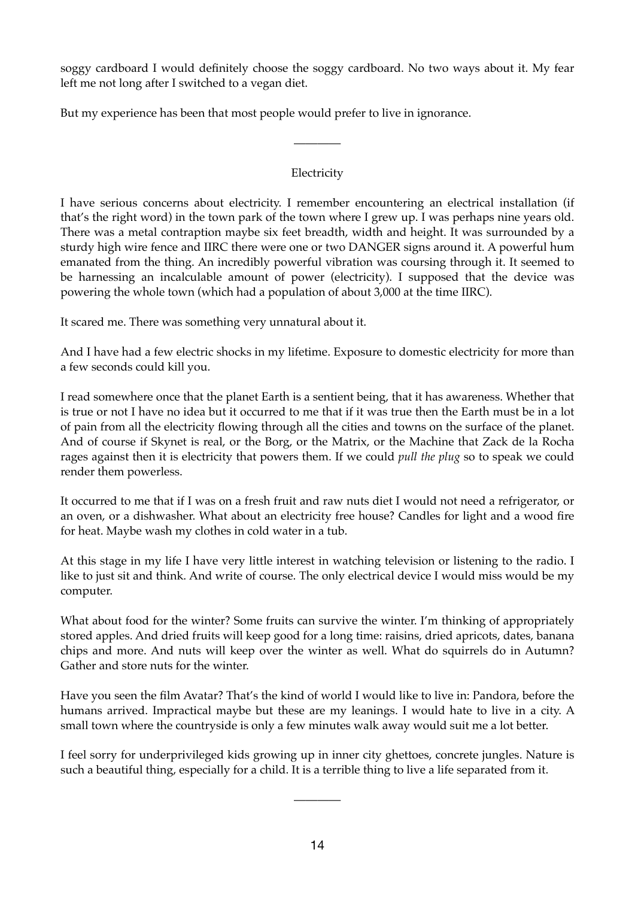soggy cardboard I would definitely choose the soggy cardboard. No two ways about it. My fear left me not long after I switched to a vegan diet.

But my experience has been that most people would prefer to live in ignorance.

________

## Electricity

I have serious concerns about electricity. I remember encountering an electrical installation (if that's the right word) in the town park of the town where I grew up. I was perhaps nine years old. There was a metal contraption maybe six feet breadth, width and height. It was surrounded by a sturdy high wire fence and IIRC there were one or two DANGER signs around it. A powerful hum emanated from the thing. An incredibly powerful vibration was coursing through it. It seemed to be harnessing an incalculable amount of power (electricity). I supposed that the device was powering the whole town (which had a population of about 3,000 at the time IIRC).

It scared me. There was something very unnatural about it.

And I have had a few electric shocks in my lifetime. Exposure to domestic electricity for more than a few seconds could kill you.

I read somewhere once that the planet Earth is a sentient being, that it has awareness. Whether that is true or not I have no idea but it occurred to me that if it was true then the Earth must be in a lot of pain from all the electricity flowing through all the cities and towns on the surface of the planet. And of course if Skynet is real, or the Borg, or the Matrix, or the Machine that Zack de la Rocha rages against then it is electricity that powers them. If we could *pull the plug* so to speak we could render them powerless.

It occurred to me that if I was on a fresh fruit and raw nuts diet I would not need a refrigerator, or an oven, or a dishwasher. What about an electricity free house? Candles for light and a wood fire for heat. Maybe wash my clothes in cold water in a tub.

At this stage in my life I have very little interest in watching television or listening to the radio. I like to just sit and think. And write of course. The only electrical device I would miss would be my computer.

What about food for the winter? Some fruits can survive the winter. I'm thinking of appropriately stored apples. And dried fruits will keep good for a long time: raisins, dried apricots, dates, banana chips and more. And nuts will keep over the winter as well. What do squirrels do in Autumn? Gather and store nuts for the winter.

Have you seen the film Avatar? That's the kind of world I would like to live in: Pandora, before the humans arrived. Impractical maybe but these are my leanings. I would hate to live in a city. A small town where the countryside is only a few minutes walk away would suit me a lot better.

I feel sorry for underprivileged kids growing up in inner city ghettoes, concrete jungles. Nature is such a beautiful thing, especially for a child. It is a terrible thing to live a life separated from it.

________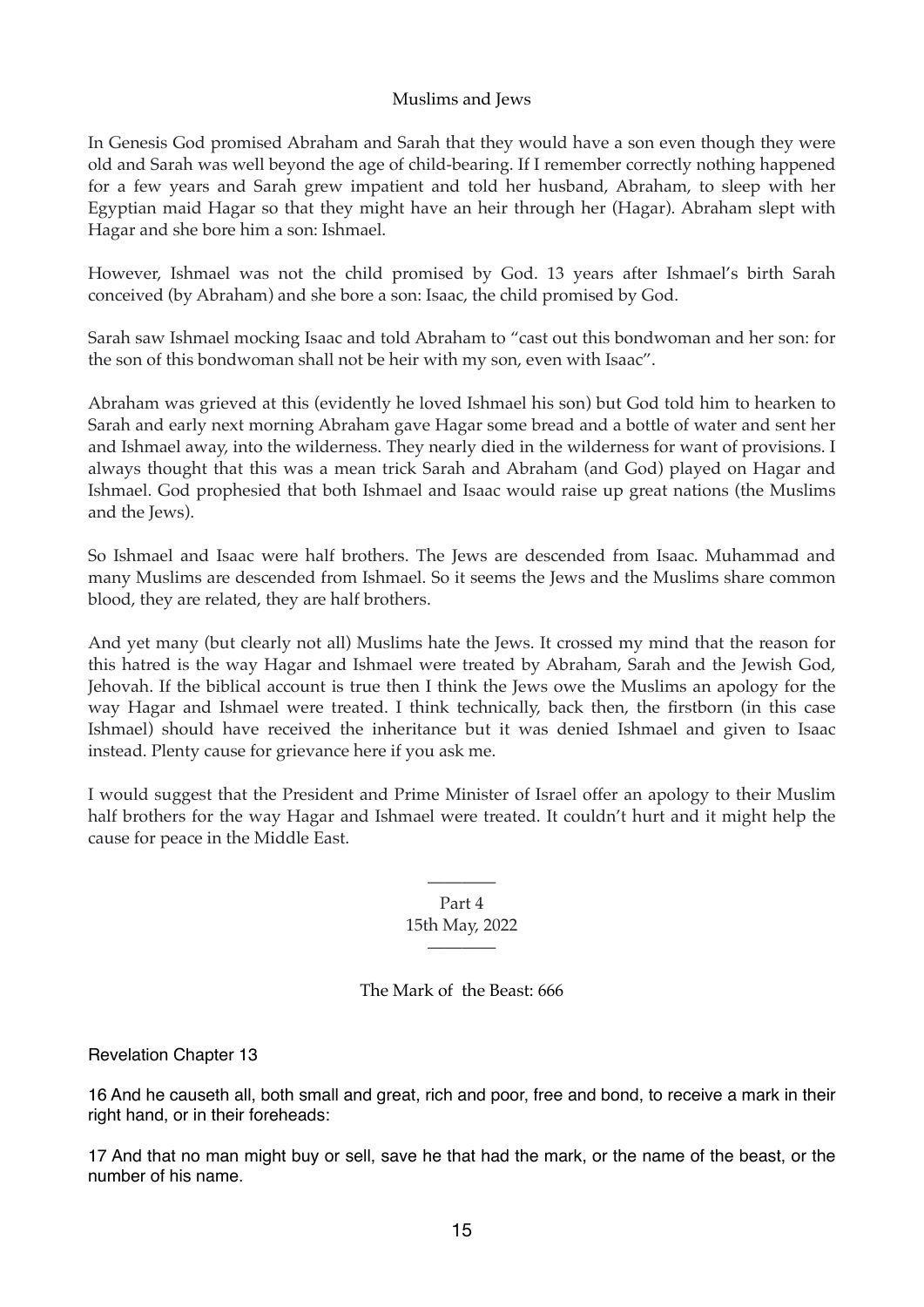## Muslims and Jews

In Genesis God promised Abraham and Sarah that they would have a son even though they were old and Sarah was well beyond the age of child-bearing. If I remember correctly nothing happened for a few years and Sarah grew impatient and told her husband, Abraham, to sleep with her Egyptian maid Hagar so that they might have an heir through her (Hagar). Abraham slept with Hagar and she bore him a son: Ishmael.

However, Ishmael was not the child promised by God. 13 years after Ishmael's birth Sarah conceived (by Abraham) and she bore a son: Isaac, the child promised by God.

Sarah saw Ishmael mocking Isaac and told Abraham to "cast out this bondwoman and her son: for the son of this bondwoman shall not be heir with my son, even with Isaac".

Abraham was grieved at this (evidently he loved Ishmael his son) but God told him to hearken to Sarah and early next morning Abraham gave Hagar some bread and a bottle of water and sent her and Ishmael away, into the wilderness. They nearly died in the wilderness for want of provisions. I always thought that this was a mean trick Sarah and Abraham (and God) played on Hagar and Ishmael. God prophesied that both Ishmael and Isaac would raise up great nations (the Muslims and the Jews).

So Ishmael and Isaac were half brothers. The Jews are descended from Isaac. Muhammad and many Muslims are descended from Ishmael. So it seems the Jews and the Muslims share common blood, they are related, they are half brothers.

And yet many (but clearly not all) Muslims hate the Jews. It crossed my mind that the reason for this hatred is the way Hagar and Ishmael were treated by Abraham, Sarah and the Jewish God, Jehovah. If the biblical account is true then I think the Jews owe the Muslims an apology for the way Hagar and Ishmael were treated. I think technically, back then, the firstborn (in this case Ishmael) should have received the inheritance but it was denied Ishmael and given to Isaac instead. Plenty cause for grievance here if you ask me.

I would suggest that the President and Prime Minister of Israel offer an apology to their Muslim half brothers for the way Hagar and Ishmael were treated. It couldn't hurt and it might help the cause for peace in the Middle East.

---

Part 4
15th May, 2022

---

## The Mark of the Beast: 666

Revelation Chapter 13

16 And he causeth all, both small and great, rich and poor, free and bond, to receive a mark in their right hand, or in their foreheads:

17 And that no man might buy or sell, save he that had the mark, or the name of the beast, or the number of his name.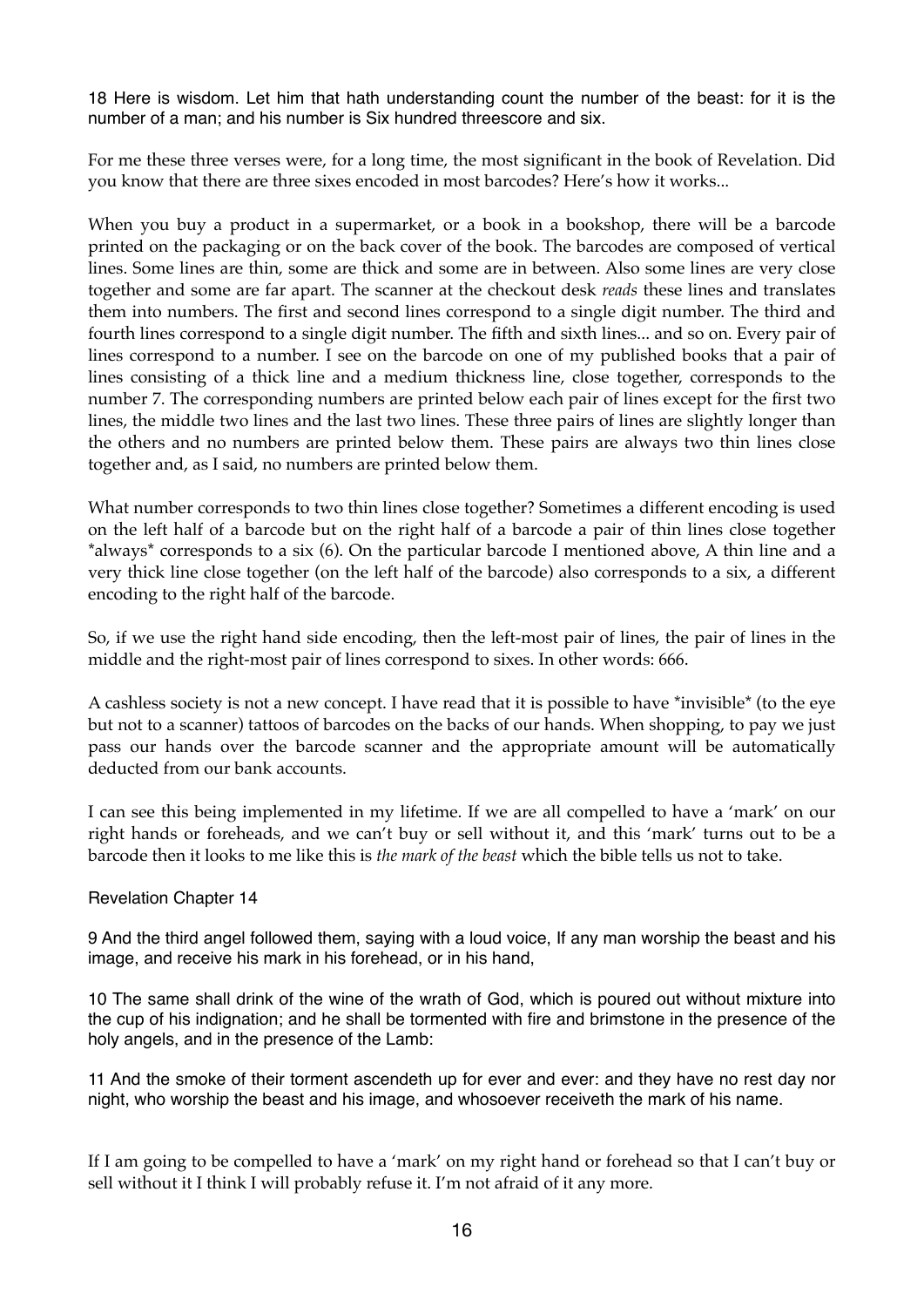18 Here is wisdom. Let him that hath understanding count the number of the beast: for it is the number of a man; and his number is Six hundred threescore and six.

For me these three verses were, for a long time, the most significant in the book of Revelation. Did you know that there are three sixes encoded in most barcodes? Here's how it works...

When you buy a product in a supermarket, or a book in a bookshop, there will be a barcode printed on the packaging or on the back cover of the book. The barcodes are composed of vertical lines. Some lines are thin, some are thick and some are in between. Also some lines are very close together and some are far apart. The scanner at the checkout desk *reads* these lines and translates them into numbers. The first and second lines correspond to a single digit number. The third and fourth lines correspond to a single digit number. The fifth and sixth lines... and so on. Every pair of lines correspond to a number. I see on the barcode on one of my published books that a pair of lines consisting of a thick line and a medium thickness line, close together, corresponds to the number 7. The corresponding numbers are printed below each pair of lines except for the first two lines, the middle two lines and the last two lines. These three pairs of lines are slightly longer than the others and no numbers are printed below them. These pairs are always two thin lines close together and, as I said, no numbers are printed below them.

What number corresponds to two thin lines close together? Sometimes a different encoding is used on the left half of a barcode but on the right half of a barcode a pair of thin lines close together *always* corresponds to a six (6). On the particular barcode I mentioned above, A thin line and a very thick line close together (on the left half of the barcode) also corresponds to a six, a different encoding to the right half of the barcode.

So, if we use the right hand side encoding, then the left-most pair of lines, the pair of lines in the middle and the right-most pair of lines correspond to sixes. In other words: 666.

A cashless society is not a new concept. I have read that it is possible to have *invisible* (to the eye but not to a scanner) tattoos of barcodes on the backs of our hands. When shopping, to pay we just pass our hands over the barcode scanner and the appropriate amount will be automatically deducted from our bank accounts.

I can see this being implemented in my lifetime. If we are all compelled to have a 'mark' on our right hands or foreheads, and we can't buy or sell without it, and this 'mark' turns out to be a barcode then it looks to me like this is *the mark of the beast* which the bible tells us not to take.

Revelation Chapter 14

9 And the third angel followed them, saying with a loud voice, If any man worship the beast and his image, and receive his mark in his forehead, or in his hand,

10 The same shall drink of the wine of the wrath of God, which is poured out without mixture into the cup of his indignation; and he shall be tormented with fire and brimstone in the presence of the holy angels, and in the presence of the Lamb:

11 And the smoke of their torment ascendeth up for ever and ever: and they have no rest day nor night, who worship the beast and his image, and whosoever receiveth the mark of his name.

If I am going to be compelled to have a 'mark' on my right hand or forehead so that I can't buy or sell without it I think I will probably refuse it. I'm not afraid of it any more.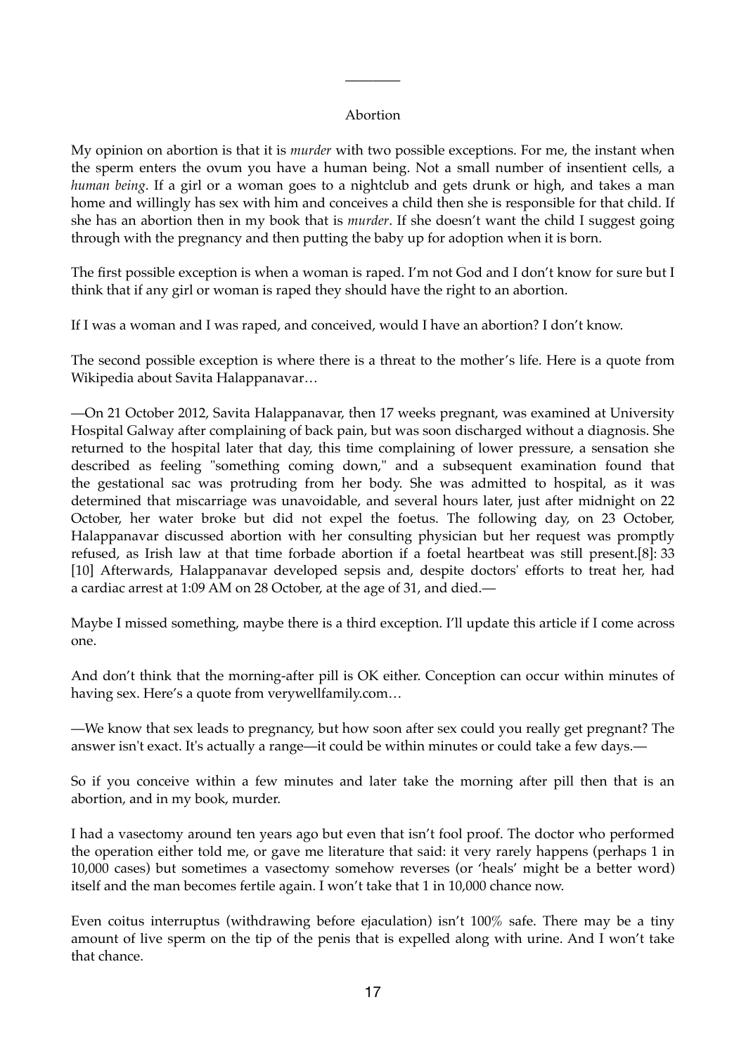---

# Abortion

My opinion on abortion is that it is *murder* with two possible exceptions. For me, the instant when the sperm enters the ovum you have a human being. Not a small number of insentient cells, a *human being*. If a girl or a woman goes to a nightclub and gets drunk or high, and takes a man home and willingly has sex with him and conceives a child then she is responsible for that child. If she has an abortion then in my book that is *murder*. If she doesn't want the child I suggest going through with the pregnancy and then putting the baby up for adoption when it is born.

The first possible exception is when a woman is raped. I'm not God and I don't know for sure but I think that if any girl or woman is raped they should have the right to an abortion.

If I was a woman and I was raped, and conceived, would I have an abortion? I don't know.

The second possible exception is where there is a threat to the mother's life. Here is a quote from Wikipedia about Savita Halappanavar…

—On 21 October 2012, Savita Halappanavar, then 17 weeks pregnant, was examined at University Hospital Galway after complaining of back pain, but was soon discharged without a diagnosis. She returned to the hospital later that day, this time complaining of lower pressure, a sensation she described as feeling "something coming down," and a subsequent examination found that the gestational sac was protruding from her body. She was admitted to hospital, as it was determined that miscarriage was unavoidable, and several hours later, just after midnight on 22 October, her water broke but did not expel the foetus. The following day, on 23 October, Halappanavar discussed abortion with her consulting physician but her request was promptly refused, as Irish law at that time forbade abortion if a foetal heartbeat was still present.[8]: 33 [10] Afterwards, Halappanavar developed sepsis and, despite doctors' efforts to treat her, had a cardiac arrest at 1:09 AM on 28 October, at the age of 31, and died.—

Maybe I missed something, maybe there is a third exception. I'll update this article if I come across one.

And don't think that the morning-after pill is OK either. Conception can occur within minutes of having sex. Here's a quote from verywellfamily.com…

—We know that sex leads to pregnancy, but how soon after sex could you really get pregnant? The answer isn't exact. It's actually a range—it could be within minutes or could take a few days.—

So if you conceive within a few minutes and later take the morning after pill then that is an abortion, and in my book, murder.

I had a vasectomy around ten years ago but even that isn't fool proof. The doctor who performed the operation either told me, or gave me literature that said: it very rarely happens (perhaps 1 in 10,000 cases) but sometimes a vasectomy somehow reverses (or 'heals' might be a better word) itself and the man becomes fertile again. I won't take that 1 in 10,000 chance now.

Even coitus interruptus (withdrawing before ejaculation) isn't 100% safe. There may be a tiny amount of live sperm on the tip of the penis that is expelled along with urine. And I won't take that chance.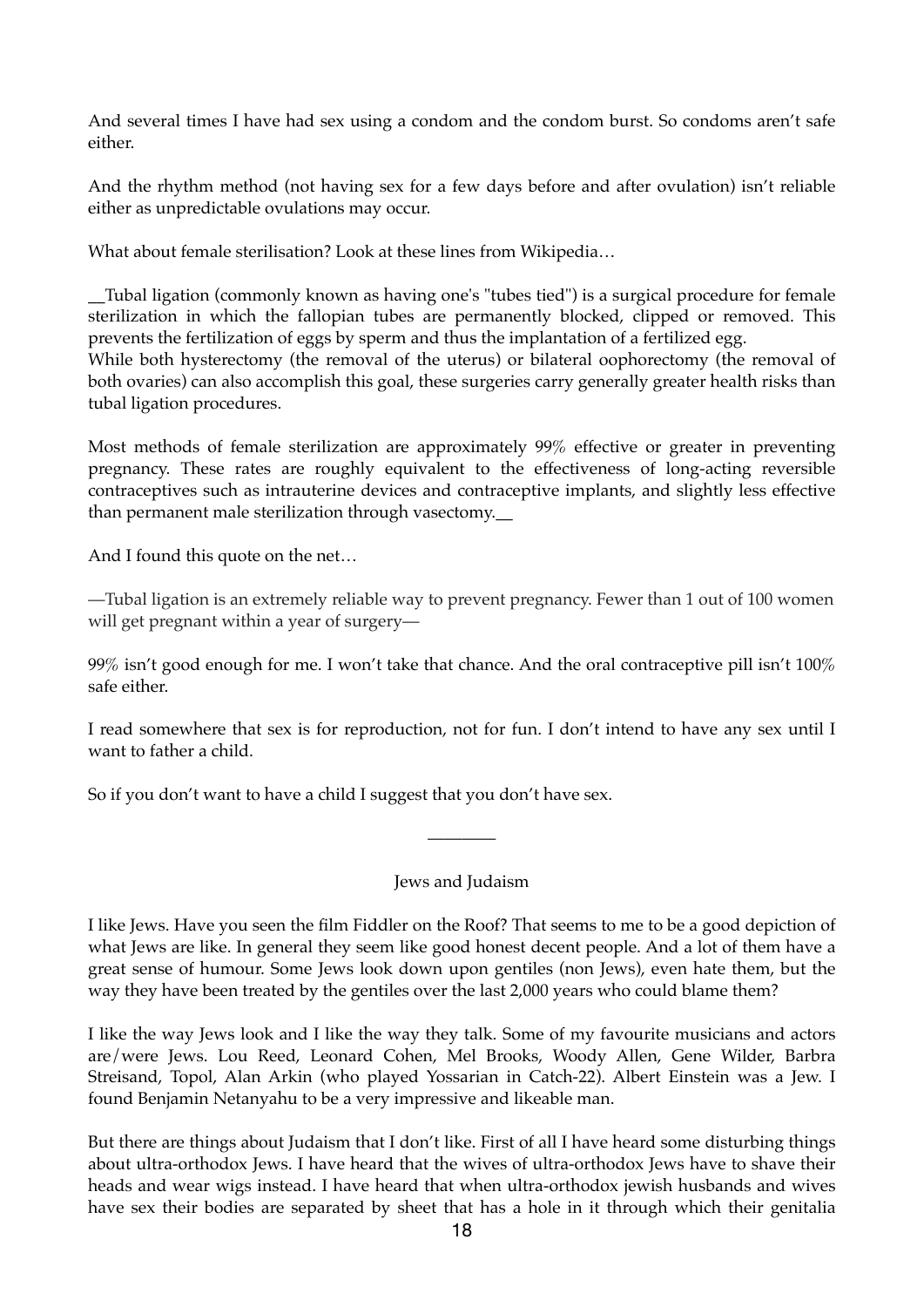And several times I have had sex using a condom and the condom burst. So condoms aren't safe either.

And the rhythm method (not having sex for a few days before and after ovulation) isn't reliable either as unpredictable ovulations may occur.

What about female sterilisation? Look at these lines from Wikipedia…

__Tubal ligation (commonly known as having one's "tubes tied") is a surgical procedure for female sterilization in which the fallopian tubes are permanently blocked, clipped or removed. This prevents the fertilization of eggs by sperm and thus the implantation of a fertilized egg.
While both hysterectomy (the removal of the uterus) or bilateral oophorectomy (the removal of both ovaries) can also accomplish this goal, these surgeries carry generally greater health risks than tubal ligation procedures.

Most methods of female sterilization are approximately 99% effective or greater in preventing pregnancy. These rates are roughly equivalent to the effectiveness of long-acting reversible contraceptives such as intrauterine devices and contraceptive implants, and slightly less effective than permanent male sterilization through vasectomy.__

And I found this quote on the net…

—Tubal ligation is an extremely reliable way to prevent pregnancy. Fewer than 1 out of 100 women will get pregnant within a year of surgery—

99% isn't good enough for me. I won't take that chance. And the oral contraceptive pill isn't 100% safe either.

I read somewhere that sex is for reproduction, not for fun. I don't intend to have any sex until I want to father a child.

So if you don't want to have a child I suggest that you don't have sex.

________

## Jews and Judaism

I like Jews. Have you seen the film Fiddler on the Roof? That seems to me to be a good depiction of what Jews are like. In general they seem like good honest decent people. And a lot of them have a great sense of humour. Some Jews look down upon gentiles (non Jews), even hate them, but the way they have been treated by the gentiles over the last 2,000 years who could blame them?

I like the way Jews look and I like the way they talk. Some of my favourite musicians and actors are/were Jews. Lou Reed, Leonard Cohen, Mel Brooks, Woody Allen, Gene Wilder, Barbra Streisand, Topol, Alan Arkin (who played Yossarian in Catch-22). Albert Einstein was a Jew. I found Benjamin Netanyahu to be a very impressive and likeable man.

But there are things about Judaism that I don't like. First of all I have heard some disturbing things about ultra-orthodox Jews. I have heard that the wives of ultra-orthodox Jews have to shave their heads and wear wigs instead. I have heard that when ultra-orthodox jewish husbands and wives have sex their bodies are separated by sheet that has a hole in it through which their genitalia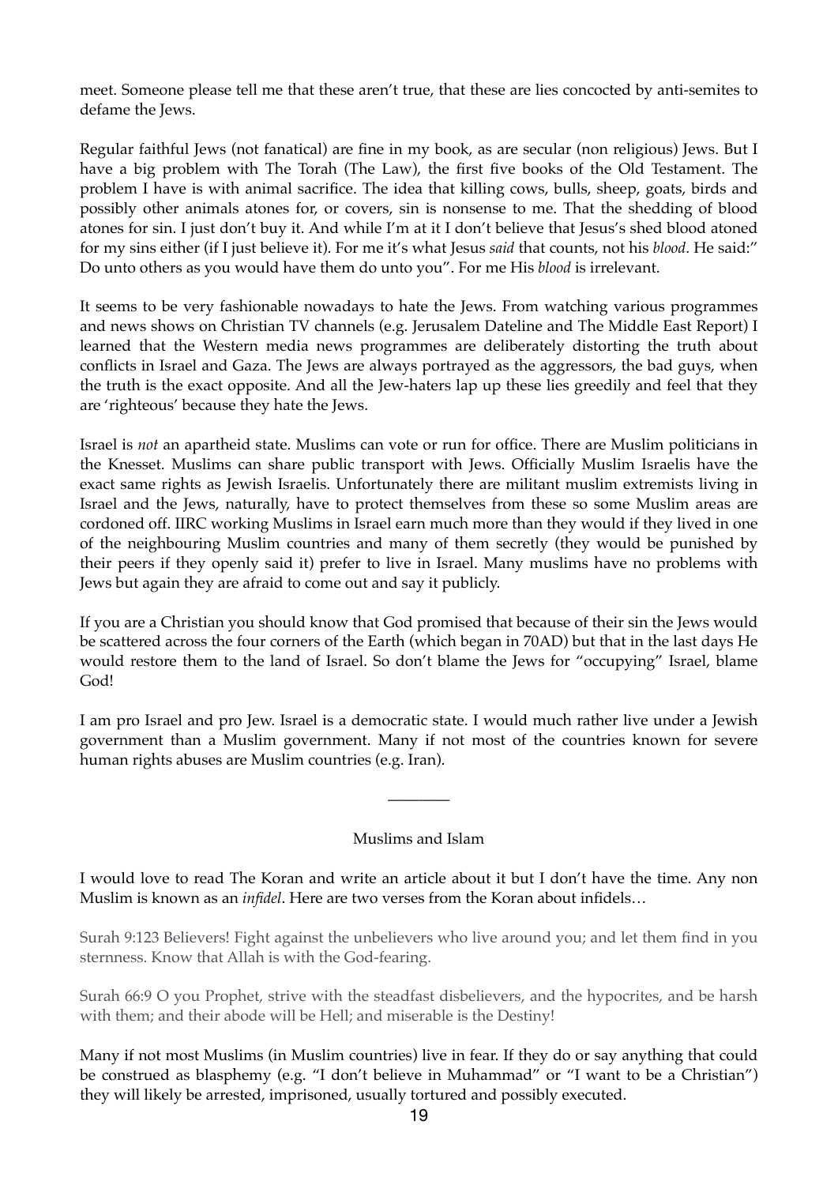meet. Someone please tell me that these aren't true, that these are lies concocted by anti-semites to defame the Jews.

Regular faithful Jews (not fanatical) are fine in my book, as are secular (non religious) Jews. But I have a big problem with The Torah (The Law), the first five books of the Old Testament. The problem I have is with animal sacrifice. The idea that killing cows, bulls, sheep, goats, birds and possibly other animals atones for, or covers, sin is nonsense to me. That the shedding of blood atones for sin. I just don't buy it. And while I'm at it I don't believe that Jesus's shed blood atoned for my sins either (if I just believe it). For me it's what Jesus *said* that counts, not his *blood*. He said:" Do unto others as you would have them do unto you". For me His *blood* is irrelevant.

It seems to be very fashionable nowadays to hate the Jews. From watching various programmes and news shows on Christian TV channels (e.g. Jerusalem Dateline and The Middle East Report) I learned that the Western media news programmes are deliberately distorting the truth about conflicts in Israel and Gaza. The Jews are always portrayed as the aggressors, the bad guys, when the truth is the exact opposite. And all the Jew-haters lap up these lies greedily and feel that they are 'righteous' because they hate the Jews.

Israel is *not* an apartheid state. Muslims can vote or run for office. There are Muslim politicians in the Knesset. Muslims can share public transport with Jews. Officially Muslim Israelis have the exact same rights as Jewish Israelis. Unfortunately there are militant muslim extremists living in Israel and the Jews, naturally, have to protect themselves from these so some Muslim areas are cordoned off. IIRC working Muslims in Israel earn much more than they would if they lived in one of the neighbouring Muslim countries and many of them secretly (they would be punished by their peers if they openly said it) prefer to live in Israel. Many muslims have no problems with Jews but again they are afraid to come out and say it publicly.

If you are a Christian you should know that God promised that because of their sin the Jews would be scattered across the four corners of the Earth (which began in 70AD) but that in the last days He would restore them to the land of Israel. So don't blame the Jews for "occupying" Israel, blame God!

I am pro Israel and pro Jew. Israel is a democratic state. I would much rather live under a Jewish government than a Muslim government. Many if not most of the countries known for severe human rights abuses are Muslim countries (e.g. Iran).

---

## Muslims and Islam

I would love to read The Koran and write an article about it but I don't have the time. Any non Muslim is known as an *infidel*. Here are two verses from the Koran about infidels…

> Surah 9:123 Believers! Fight against the unbelievers who live around you; and let them find in you sternness. Know that Allah is with the God-fearing.

> Surah 66:9 O you Prophet, strive with the steadfast disbelievers, and the hypocrites, and be harsh with them; and their abode will be Hell; and miserable is the Destiny!

Many if not most Muslims (in Muslim countries) live in fear. If they do or say anything that could be construed as blasphemy (e.g. "I don't believe in Muhammad" or "I want to be a Christian") they will likely be arrested, imprisoned, usually tortured and possibly executed.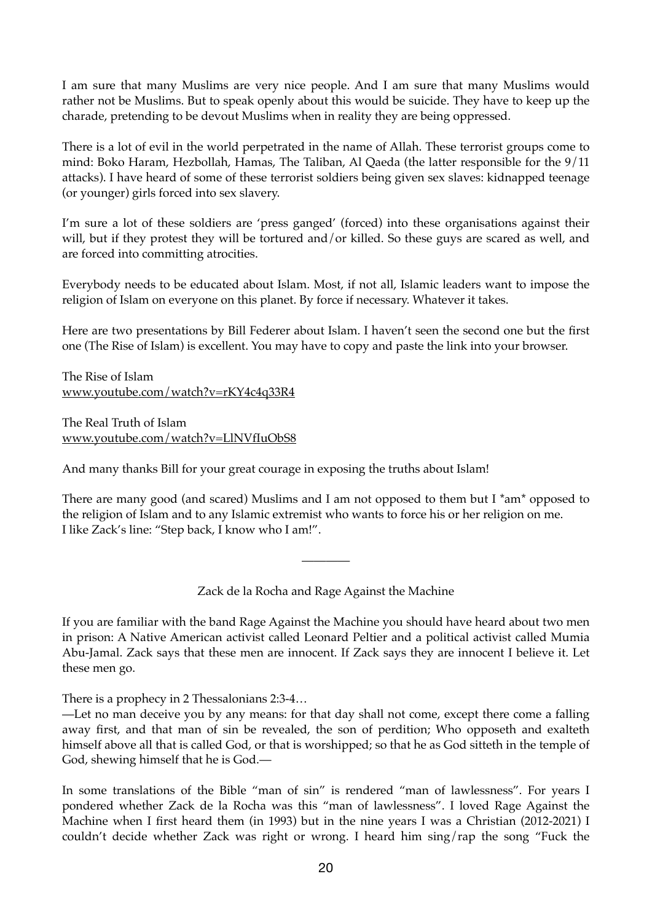I am sure that many Muslims are very nice people. And I am sure that many Muslims would rather not be Muslims. But to speak openly about this would be suicide. They have to keep up the charade, pretending to be devout Muslims when in reality they are being oppressed.

There is a lot of evil in the world perpetrated in the name of Allah. These terrorist groups come to mind: Boko Haram, Hezbollah, Hamas, The Taliban, Al Qaeda (the latter responsible for the 9/11 attacks). I have heard of some of these terrorist soldiers being given sex slaves: kidnapped teenage (or younger) girls forced into sex slavery.

I'm sure a lot of these soldiers are 'press ganged' (forced) into these organisations against their will, but if they protest they will be tortured and/or killed. So these guys are scared as well, and are forced into committing atrocities.

Everybody needs to be educated about Islam. Most, if not all, Islamic leaders want to impose the religion of Islam on everyone on this planet. By force if necessary. Whatever it takes.

Here are two presentations by Bill Federer about Islam. I haven't seen the second one but the first one (The Rise of Islam) is excellent. You may have to copy and paste the link into your browser.

The Rise of Islam
www.youtube.com/watch?v=rKY4c4q33R4

The Real Truth of Islam
www.youtube.com/watch?v=LlNVfIuObS8

And many thanks Bill for your great courage in exposing the truths about Islam!

There are many good (and scared) Muslims and I am not opposed to them but I *am* opposed to the religion of Islam and to any Islamic extremist who wants to force his or her religion on me.
I like Zack's line: "Step back, I know who I am!".

---

Zack de la Rocha and Rage Against the Machine

If you are familiar with the band Rage Against the Machine you should have heard about two men in prison: A Native American activist called Leonard Peltier and a political activist called Mumia Abu-Jamal. Zack says that these men are innocent. If Zack says they are innocent I believe it. Let these men go.

There is a prophecy in 2 Thessalonians 2:3-4…
—Let no man deceive you by any means: for that day shall not come, except there come a falling away first, and that man of sin be revealed, the son of perdition; Who opposeth and exalteth himself above all that is called God, or that is worshipped; so that he as God sitteth in the temple of God, shewing himself that he is God.—

In some translations of the Bible "man of sin" is rendered "man of lawlessness". For years I pondered whether Zack de la Rocha was this "man of lawlessness". I loved Rage Against the Machine when I first heard them (in 1993) but in the nine years I was a Christian (2012-2021) I couldn't decide whether Zack was right or wrong. I heard him sing/rap the song "Fuck the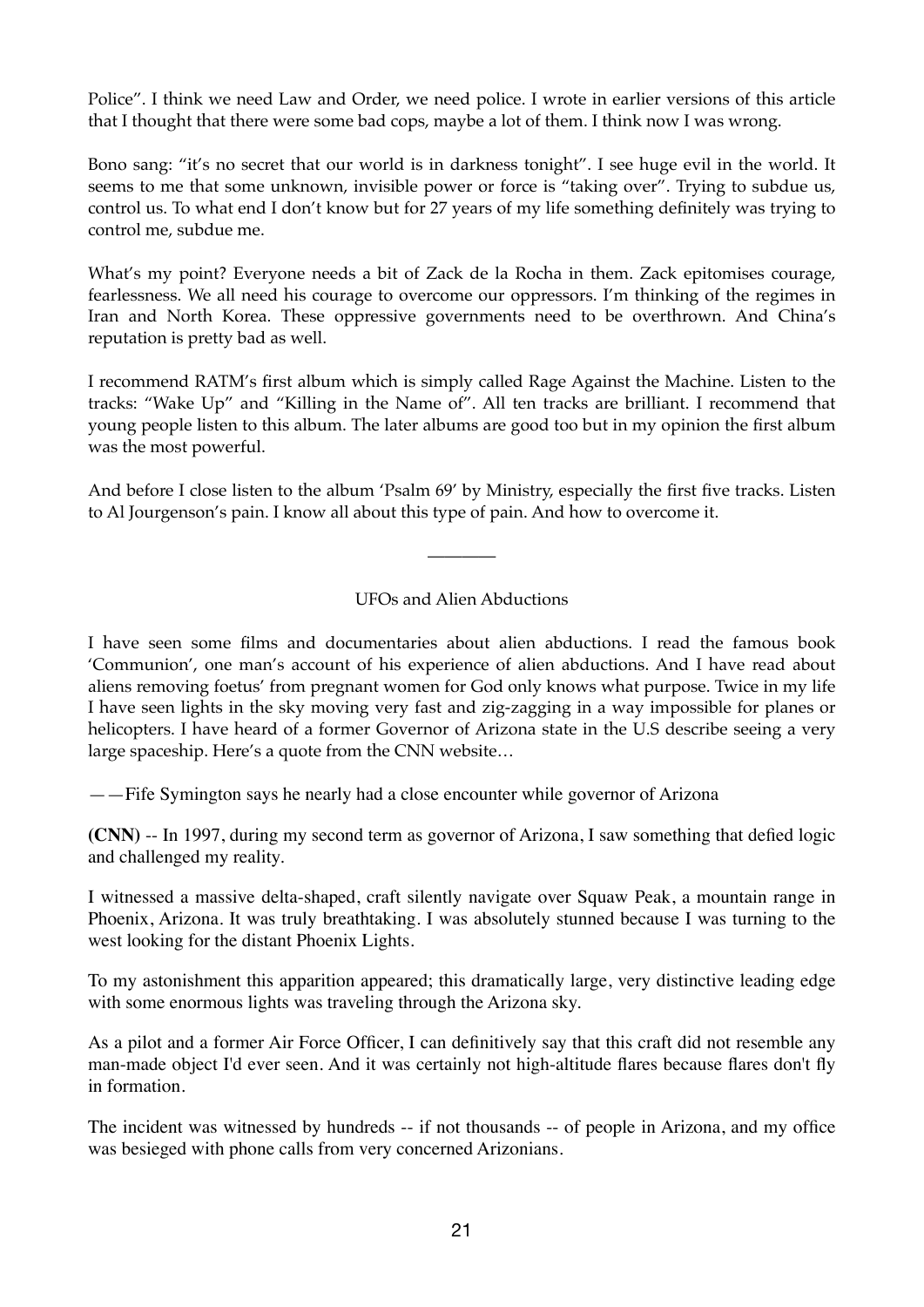Police". I think we need Law and Order, we need police. I wrote in earlier versions of this article that I thought that there were some bad cops, maybe a lot of them. I think now I was wrong.

Bono sang: "it's no secret that our world is in darkness tonight". I see huge evil in the world. It seems to me that some unknown, invisible power or force is "taking over". Trying to subdue us, control us. To what end I don't know but for 27 years of my life something definitely was trying to control me, subdue me.

What's my point? Everyone needs a bit of Zack de la Rocha in them. Zack epitomises courage, fearlessness. We all need his courage to overcome our oppressors. I'm thinking of the regimes in Iran and North Korea. These oppressive governments need to be overthrown. And China's reputation is pretty bad as well.

I recommend RATM's first album which is simply called Rage Against the Machine. Listen to the tracks: "Wake Up" and "Killing in the Name of". All ten tracks are brilliant. I recommend that young people listen to this album. The later albums are good too but in my opinion the first album was the most powerful.

And before I close listen to the album 'Psalm 69' by Ministry, especially the first five tracks. Listen to Al Jourgenson's pain. I know all about this type of pain. And how to overcome it.

---

## UFOs and Alien Abductions

I have seen some films and documentaries about alien abductions. I read the famous book 'Communion', one man's account of his experience of alien abductions. And I have read about aliens removing foetus' from pregnant women for God only knows what purpose. Twice in my life I have seen lights in the sky moving very fast and zig-zagging in a way impossible for planes or helicopters. I have heard of a former Governor of Arizona state in the U.S describe seeing a very large spaceship. Here's a quote from the CNN website…

——Fife Symington says he nearly had a close encounter while governor of Arizona

**(CNN)** -- In 1997, during my second term as governor of Arizona, I saw something that defied logic and challenged my reality.

I witnessed a massive delta-shaped, craft silently navigate over Squaw Peak, a mountain range in Phoenix, Arizona. It was truly breathtaking. I was absolutely stunned because I was turning to the west looking for the distant Phoenix Lights.

To my astonishment this apparition appeared; this dramatically large, very distinctive leading edge with some enormous lights was traveling through the Arizona sky.

As a pilot and a former Air Force Officer, I can definitively say that this craft did not resemble any man-made object I'd ever seen. And it was certainly not high-altitude flares because flares don't fly in formation.

The incident was witnessed by hundreds -- if not thousands -- of people in Arizona, and my office was besieged with phone calls from very concerned Arizonians.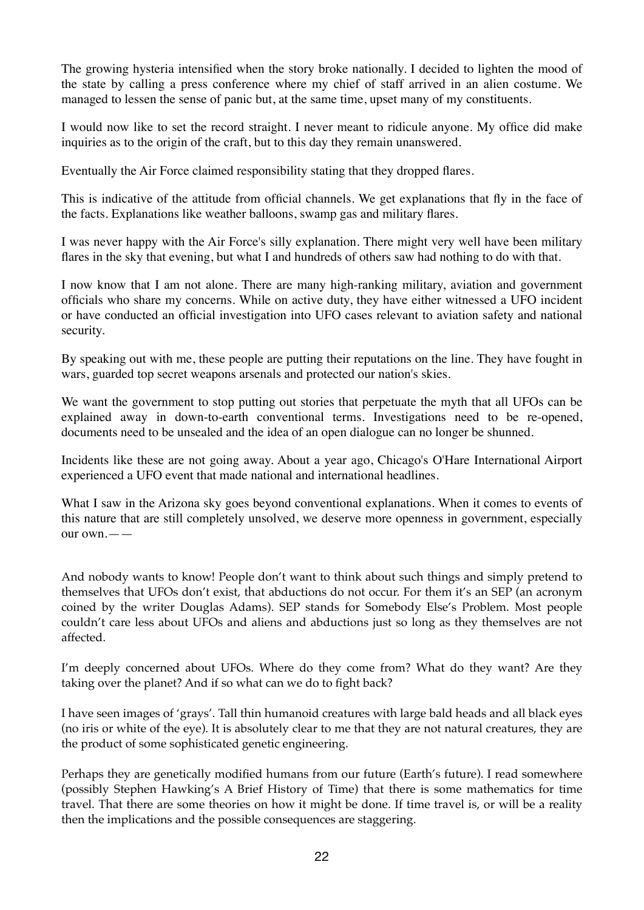The growing hysteria intensified when the story broke nationally. I decided to lighten the mood of the state by calling a press conference where my chief of staff arrived in an alien costume. We managed to lessen the sense of panic but, at the same time, upset many of my constituents.

I would now like to set the record straight. I never meant to ridicule anyone. My office did make inquiries as to the origin of the craft, but to this day they remain unanswered.

Eventually the Air Force claimed responsibility stating that they dropped flares.

This is indicative of the attitude from official channels. We get explanations that fly in the face of the facts. Explanations like weather balloons, swamp gas and military flares.

I was never happy with the Air Force's silly explanation. There might very well have been military flares in the sky that evening, but what I and hundreds of others saw had nothing to do with that.

I now know that I am not alone. There are many high-ranking military, aviation and government officials who share my concerns. While on active duty, they have either witnessed a UFO incident or have conducted an official investigation into UFO cases relevant to aviation safety and national security.

By speaking out with me, these people are putting their reputations on the line. They have fought in wars, guarded top secret weapons arsenals and protected our nation's skies.

We want the government to stop putting out stories that perpetuate the myth that all UFOs can be explained away in down-to-earth conventional terms. Investigations need to be re-opened, documents need to be unsealed and the idea of an open dialogue can no longer be shunned.

Incidents like these are not going away. About a year ago, Chicago's O'Hare International Airport experienced a UFO event that made national and international headlines.

What I saw in the Arizona sky goes beyond conventional explanations. When it comes to events of this nature that are still completely unsolved, we deserve more openness in government, especially our own.——

And nobody wants to know! People don't want to think about such things and simply pretend to themselves that UFOs don't exist, that abductions do not occur. For them it's an SEP (an acronym coined by the writer Douglas Adams). SEP stands for Somebody Else's Problem. Most people couldn't care less about UFOs and aliens and abductions just so long as they themselves are not affected.

I'm deeply concerned about UFOs. Where do they come from? What do they want? Are they taking over the planet? And if so what can we do to fight back?

I have seen images of 'grays'. Tall thin humanoid creatures with large bald heads and all black eyes (no iris or white of the eye). It is absolutely clear to me that they are not natural creatures, they are the product of some sophisticated genetic engineering.

Perhaps they are genetically modified humans from our future (Earth's future). I read somewhere (possibly Stephen Hawking's A Brief History of Time) that there is some mathematics for time travel. That there are some theories on how it might be done. If time travel is, or will be a reality then the implications and the possible consequences are staggering.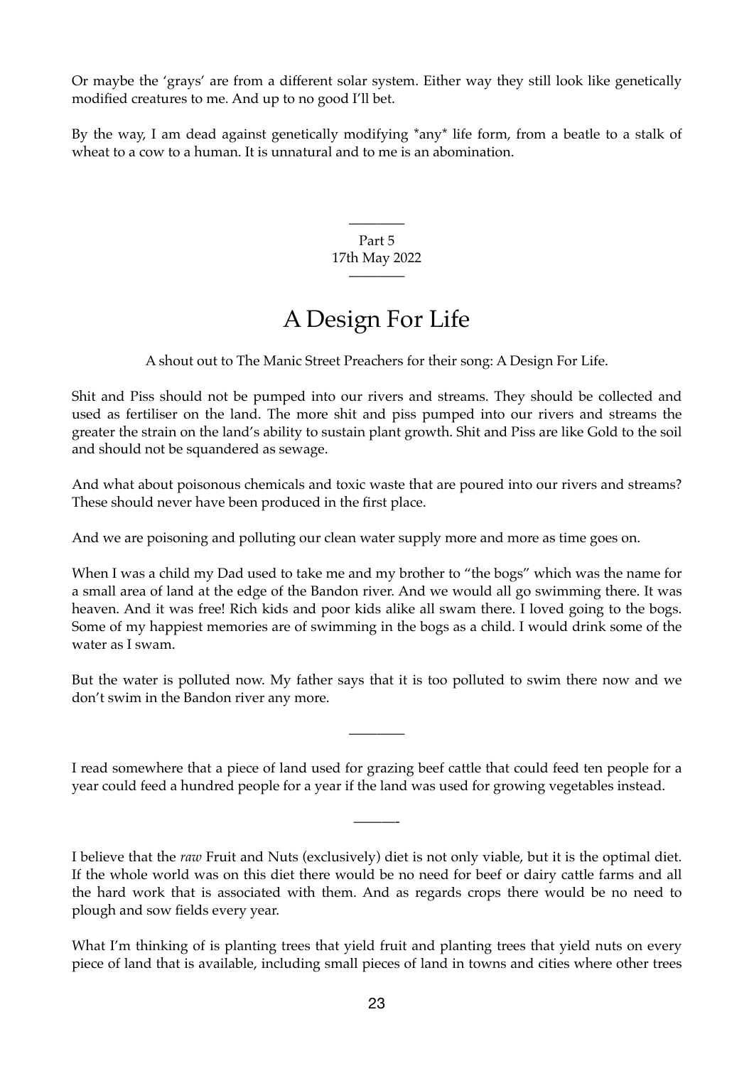Or maybe the 'grays' are from a different solar system. Either way they still look like genetically modified creatures to me. And up to no good I'll bet.

By the way, I am dead against genetically modifying *any* life form, from a beatle to a stalk of wheat to a cow to a human. It is unnatural and to me is an abomination.

————

Part 5

17th May 2022

————

# A Design For Life

A shout out to The Manic Street Preachers for their song: A Design For Life.

Shit and Piss should not be pumped into our rivers and streams. They should be collected and used as fertiliser on the land. The more shit and piss pumped into our rivers and streams the greater the strain on the land's ability to sustain plant growth. Shit and Piss are like Gold to the soil and should not be squandered as sewage.

And what about poisonous chemicals and toxic waste that are poured into our rivers and streams? These should never have been produced in the first place.

And we are poisoning and polluting our clean water supply more and more as time goes on.

When I was a child my Dad used to take me and my brother to "the bogs" which was the name for a small area of land at the edge of the Bandon river. And we would all go swimming there. It was heaven. And it was free! Rich kids and poor kids alike all swam there. I loved going to the bogs. Some of my happiest memories are of swimming in the bogs as a child. I would drink some of the water as I swam.

But the water is polluted now. My father says that it is too polluted to swim there now and we don't swim in the Bandon river any more.

————

I read somewhere that a piece of land used for grazing beef cattle that could feed ten people for a year could feed a hundred people for a year if the land was used for growing vegetables instead.

———-

I believe that the *raw* Fruit and Nuts (exclusively) diet is not only viable, but it is the optimal diet. If the whole world was on this diet there would be no need for beef or dairy cattle farms and all the hard work that is associated with them. And as regards crops there would be no need to plough and sow fields every year.

What I'm thinking of is planting trees that yield fruit and planting trees that yield nuts on every piece of land that is available, including small pieces of land in towns and cities where other trees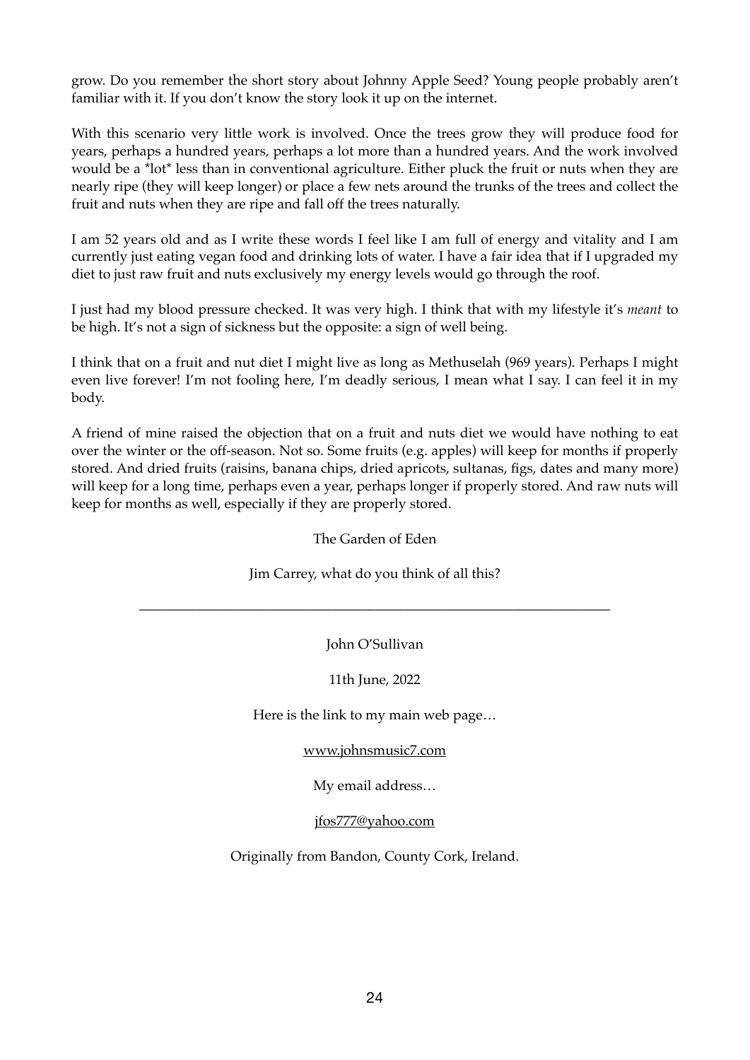grow. Do you remember the short story about Johnny Apple Seed? Young people probably aren't familiar with it. If you don't know the story look it up on the internet.

With this scenario very little work is involved. Once the trees grow they will produce food for years, perhaps a hundred years, perhaps a lot more than a hundred years. And the work involved would be a *lot* less than in conventional agriculture. Either pluck the fruit or nuts when they are nearly ripe (they will keep longer) or place a few nets around the trunks of the trees and collect the fruit and nuts when they are ripe and fall off the trees naturally.

I am 52 years old and as I write these words I feel like I am full of energy and vitality and I am currently just eating vegan food and drinking lots of water. I have a fair idea that if I upgraded my diet to just raw fruit and nuts exclusively my energy levels would go through the roof.

I just had my blood pressure checked. It was very high. I think that with my lifestyle it's *meant* to be high. It's not a sign of sickness but the opposite: a sign of well being.

I think that on a fruit and nut diet I might live as long as Methuselah (969 years). Perhaps I might even live forever! I'm not fooling here, I'm deadly serious, I mean what I say. I can feel it in my body.

A friend of mine raised the objection that on a fruit and nuts diet we would have nothing to eat over the winter or the off-season. Not so. Some fruits (e.g. apples) will keep for months if properly stored. And dried fruits (raisins, banana chips, dried apricots, sultanas, figs, dates and many more) will keep for a long time, perhaps even a year, perhaps longer if properly stored. And raw nuts will keep for months as well, especially if they are properly stored.

The Garden of Eden

Jim Carrey, what do you think of all this?

---

John O'Sullivan

11th June, 2022

Here is the link to my main web page…

www.johnsmusic7.com

My email address…

jfos777@yahoo.com

Originally from Bandon, County Cork, Ireland.